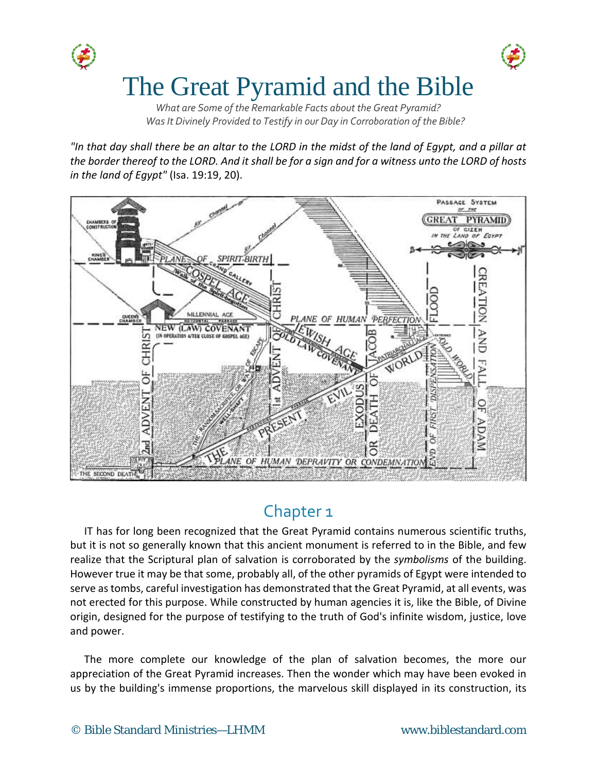# The Great Pyramid and the Bible

*What are Some of the Remarkable Facts about the Great Pyramid?*
*Was It Divinely Provided to Testify in our Day in Corroboration of the Bible?*

*"In that day shall there be an altar to the LORD in the midst of the land of Egypt, and a pillar at the border thereof to the LORD. And it shall be for a sign and for a witness unto the LORD of hosts in the land of Egypt"* (Isa. 19:19, 20).

## Chapter 1

IT has for long been recognized that the Great Pyramid contains numerous scientific truths, but it is not so generally known that this ancient monument is referred to in the Bible, and few realize that the Scriptural plan of salvation is corroborated by the *symbolisms* of the building. However true it may be that some, probably all, of the other pyramids of Egypt were intended to serve as tombs, careful investigation has demonstrated that the Great Pyramid, at all events, was not erected for this purpose. While constructed by human agencies it is, like the Bible, of Divine origin, designed for the purpose of testifying to the truth of God's infinite wisdom, justice, love and power.

The more complete our knowledge of the plan of salvation becomes, the more our appreciation of the Great Pyramid increases. Then the wonder which may have been evoked in us by the building's immense proportions, the marvelous skill displayed in its construction, its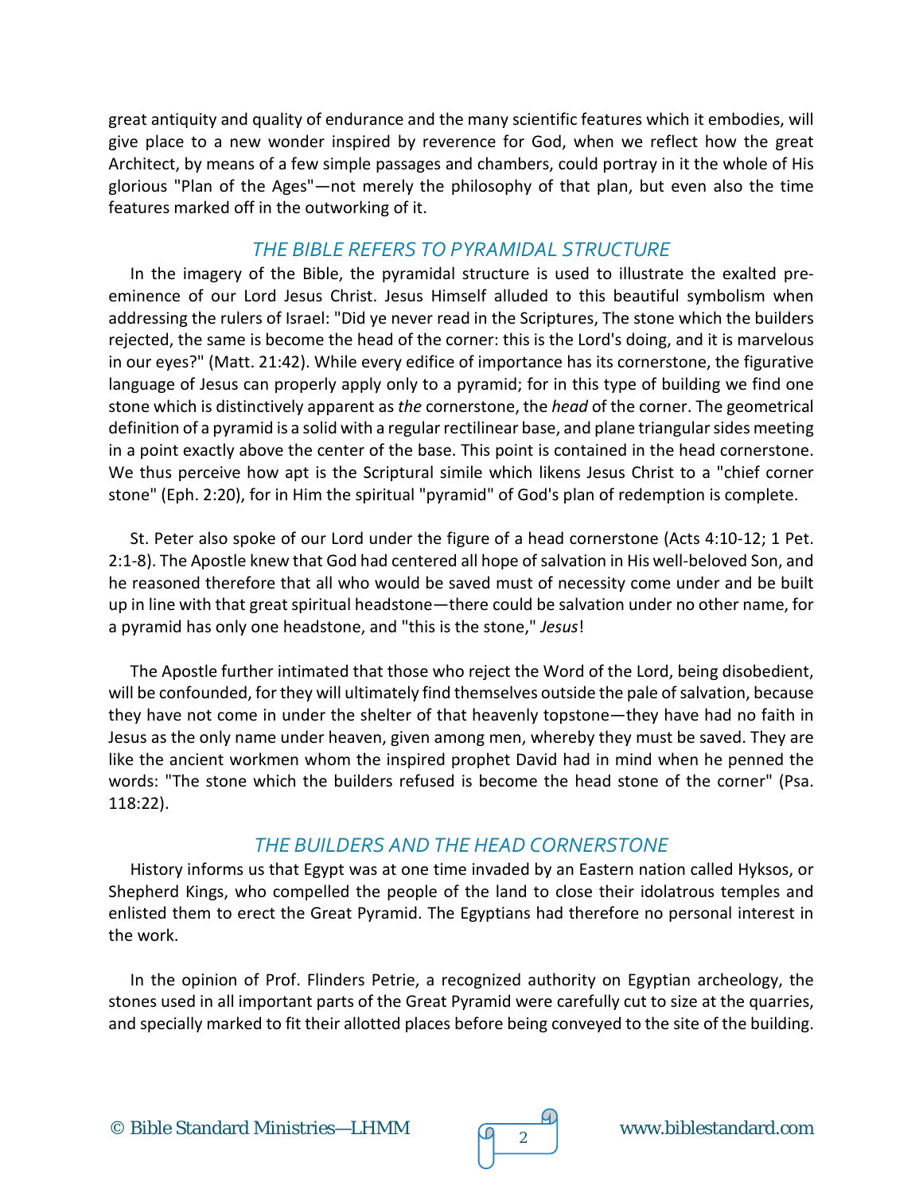great antiquity and quality of endurance and the many scientific features which it embodies, will give place to a new wonder inspired by reverence for God, when we reflect how the great Architect, by means of a few simple passages and chambers, could portray in it the whole of His glorious "Plan of the Ages"—not merely the philosophy of that plan, but even also the time features marked off in the outworking of it.

## *THE BIBLE REFERS TO PYRAMIDAL STRUCTURE*

In the imagery of the Bible, the pyramidal structure is used to illustrate the exalted pre-eminence of our Lord Jesus Christ. Jesus Himself alluded to this beautiful symbolism when addressing the rulers of Israel: "Did ye never read in the Scriptures, The stone which the builders rejected, the same is become the head of the corner: this is the Lord's doing, and it is marvelous in our eyes?" (Matt. 21:42). While every edifice of importance has its cornerstone, the figurative language of Jesus can properly apply only to a pyramid; for in this type of building we find one stone which is distinctively apparent as *the* cornerstone, the *head* of the corner. The geometrical definition of a pyramid is a solid with a regular rectilinear base, and plane triangular sides meeting in a point exactly above the center of the base. This point is contained in the head cornerstone. We thus perceive how apt is the Scriptural simile which likens Jesus Christ to a "chief corner stone" (Eph. 2:20), for in Him the spiritual "pyramid" of God's plan of redemption is complete.

St. Peter also spoke of our Lord under the figure of a head cornerstone (Acts 4:10-12; 1 Pet. 2:1-8). The Apostle knew that God had centered all hope of salvation in His well-beloved Son, and he reasoned therefore that all who would be saved must of necessity come under and be built up in line with that great spiritual headstone—there could be salvation under no other name, for a pyramid has only one headstone, and "this is the stone," *Jesus*!

The Apostle further intimated that those who reject the Word of the Lord, being disobedient, will be confounded, for they will ultimately find themselves outside the pale of salvation, because they have not come in under the shelter of that heavenly topstone—they have had no faith in Jesus as the only name under heaven, given among men, whereby they must be saved. They are like the ancient workmen whom the inspired prophet David had in mind when he penned the words: "The stone which the builders refused is become the head stone of the corner" (Psa. 118:22).

## *THE BUILDERS AND THE HEAD CORNERSTONE*

History informs us that Egypt was at one time invaded by an Eastern nation called Hyksos, or Shepherd Kings, who compelled the people of the land to close their idolatrous temples and enlisted them to erect the Great Pyramid. The Egyptians had therefore no personal interest in the work.

In the opinion of Prof. Flinders Petrie, a recognized authority on Egyptian archeology, the stones used in all important parts of the Great Pyramid were carefully cut to size at the quarries, and specially marked to fit their allotted places before being conveyed to the site of the building.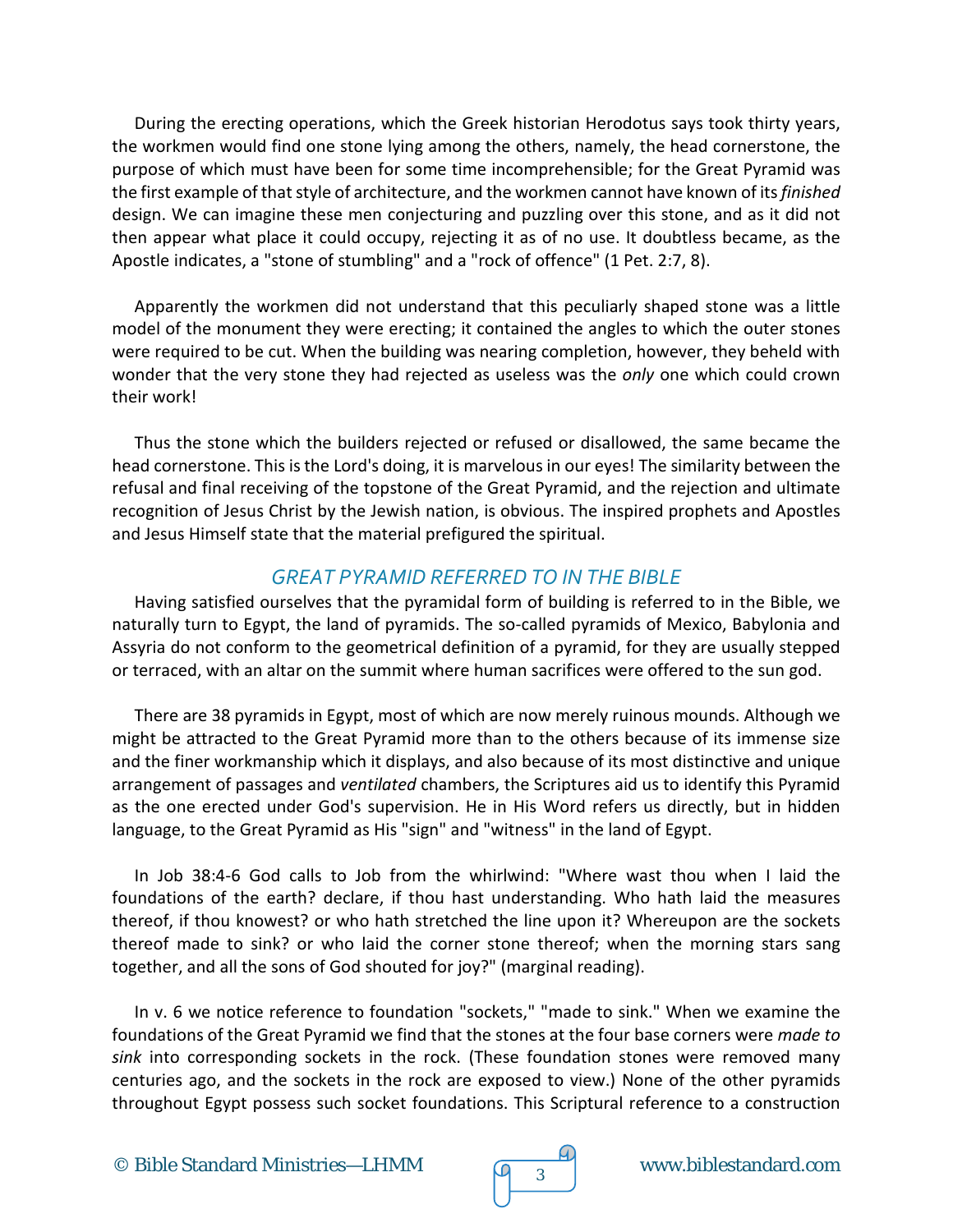During the erecting operations, which the Greek historian Herodotus says took thirty years, the workmen would find one stone lying among the others, namely, the head cornerstone, the purpose of which must have been for some time incomprehensible; for the Great Pyramid was the first example of that style of architecture, and the workmen cannot have known of its *finished* design. We can imagine these men conjecturing and puzzling over this stone, and as it did not then appear what place it could occupy, rejecting it as of no use. It doubtless became, as the Apostle indicates, a "stone of stumbling" and a "rock of offence" (1 Pet. 2:7, 8).

Apparently the workmen did not understand that this peculiarly shaped stone was a little model of the monument they were erecting; it contained the angles to which the outer stones were required to be cut. When the building was nearing completion, however, they beheld with wonder that the very stone they had rejected as useless was the *only* one which could crown their work!

Thus the stone which the builders rejected or refused or disallowed, the same became the head cornerstone. This is the Lord's doing, it is marvelous in our eyes! The similarity between the refusal and final receiving of the topstone of the Great Pyramid, and the rejection and ultimate recognition of Jesus Christ by the Jewish nation, is obvious. The inspired prophets and Apostles and Jesus Himself state that the material prefigured the spiritual.

## GREAT PYRAMID REFERRED TO IN THE BIBLE

Having satisfied ourselves that the pyramidal form of building is referred to in the Bible, we naturally turn to Egypt, the land of pyramids. The so-called pyramids of Mexico, Babylonia and Assyria do not conform to the geometrical definition of a pyramid, for they are usually stepped or terraced, with an altar on the summit where human sacrifices were offered to the sun god.

There are 38 pyramids in Egypt, most of which are now merely ruinous mounds. Although we might be attracted to the Great Pyramid more than to the others because of its immense size and the finer workmanship which it displays, and also because of its most distinctive and unique arrangement of passages and *ventilated* chambers, the Scriptures aid us to identify this Pyramid as the one erected under God's supervision. He in His Word refers us directly, but in hidden language, to the Great Pyramid as His "sign" and "witness" in the land of Egypt.

In Job 38:4-6 God calls to Job from the whirlwind: "Where wast thou when I laid the foundations of the earth? declare, if thou hast understanding. Who hath laid the measures thereof, if thou knowest? or who hath stretched the line upon it? Whereupon are the sockets thereof made to sink? or who laid the corner stone thereof; when the morning stars sang together, and all the sons of God shouted for joy?" (marginal reading).

In v. 6 we notice reference to foundation "sockets," "made to sink." When we examine the foundations of the Great Pyramid we find that the stones at the four base corners were *made to sink* into corresponding sockets in the rock. (These foundation stones were removed many centuries ago, and the sockets in the rock are exposed to view.) None of the other pyramids throughout Egypt possess such socket foundations. This Scriptural reference to a construction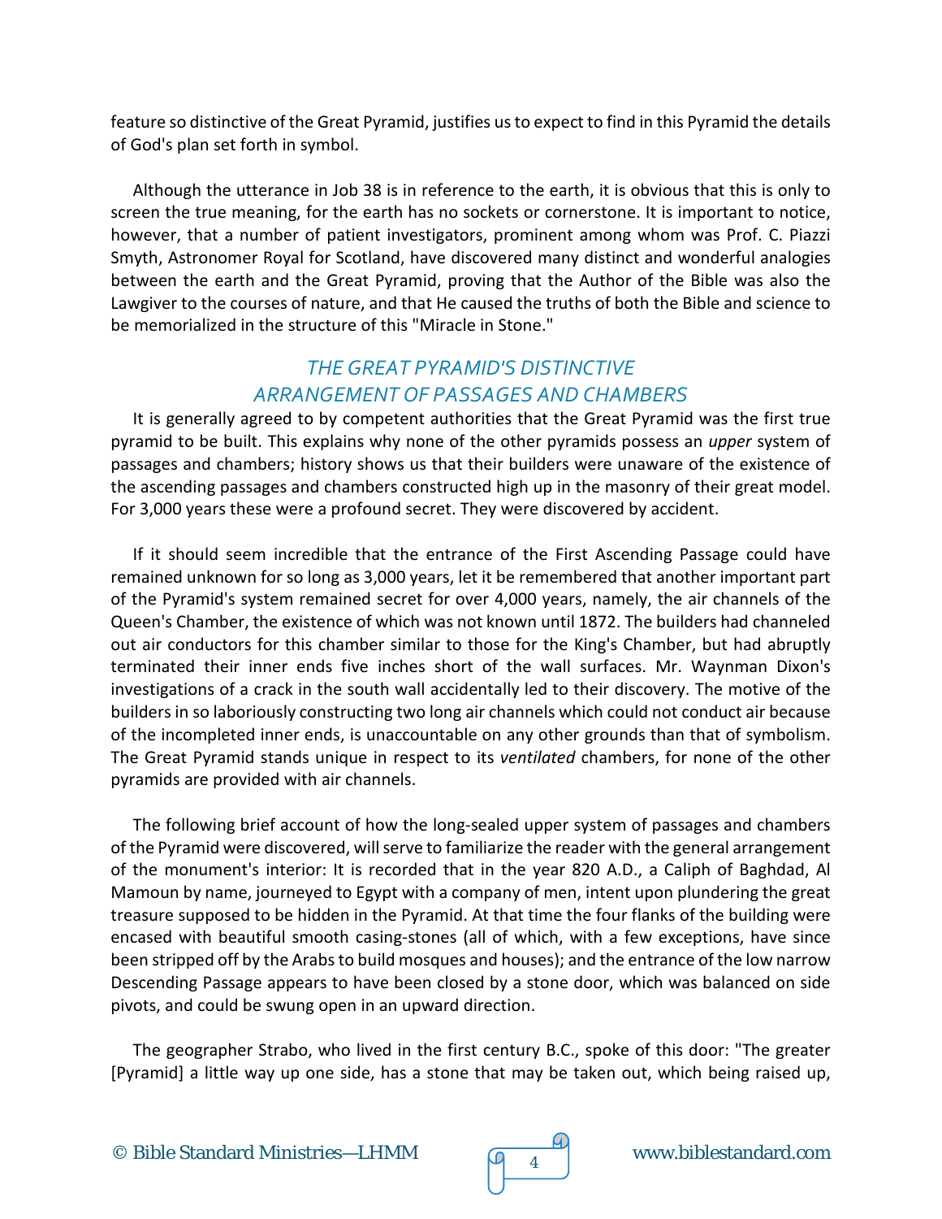feature so distinctive of the Great Pyramid, justifies us to expect to find in this Pyramid the details of God's plan set forth in symbol.

Although the utterance in Job 38 is in reference to the earth, it is obvious that this is only to screen the true meaning, for the earth has no sockets or cornerstone. It is important to notice, however, that a number of patient investigators, prominent among whom was Prof. C. Piazzi Smyth, Astronomer Royal for Scotland, have discovered many distinct and wonderful analogies between the earth and the Great Pyramid, proving that the Author of the Bible was also the Lawgiver to the courses of nature, and that He caused the truths of both the Bible and science to be memorialized in the structure of this "Miracle in Stone."

## *THE GREAT PYRAMID'S DISTINCTIVE ARRANGEMENT OF PASSAGES AND CHAMBERS*

It is generally agreed to by competent authorities that the Great Pyramid was the first true pyramid to be built. This explains why none of the other pyramids possess an *upper* system of passages and chambers; history shows us that their builders were unaware of the existence of the ascending passages and chambers constructed high up in the masonry of their great model. For 3,000 years these were a profound secret. They were discovered by accident.

If it should seem incredible that the entrance of the First Ascending Passage could have remained unknown for so long as 3,000 years, let it be remembered that another important part of the Pyramid's system remained secret for over 4,000 years, namely, the air channels of the Queen's Chamber, the existence of which was not known until 1872. The builders had channeled out air conductors for this chamber similar to those for the King's Chamber, but had abruptly terminated their inner ends five inches short of the wall surfaces. Mr. Waynman Dixon's investigations of a crack in the south wall accidentally led to their discovery. The motive of the builders in so laboriously constructing two long air channels which could not conduct air because of the incompleted inner ends, is unaccountable on any other grounds than that of symbolism. The Great Pyramid stands unique in respect to its *ventilated* chambers, for none of the other pyramids are provided with air channels.

The following brief account of how the long-sealed upper system of passages and chambers of the Pyramid were discovered, will serve to familiarize the reader with the general arrangement of the monument's interior: It is recorded that in the year 820 A.D., a Caliph of Baghdad, Al Mamoun by name, journeyed to Egypt with a company of men, intent upon plundering the great treasure supposed to be hidden in the Pyramid. At that time the four flanks of the building were encased with beautiful smooth casing-stones (all of which, with a few exceptions, have since been stripped off by the Arabs to build mosques and houses); and the entrance of the low narrow Descending Passage appears to have been closed by a stone door, which was balanced on side pivots, and could be swung open in an upward direction.

The geographer Strabo, who lived in the first century B.C., spoke of this door: "The greater [Pyramid] a little way up one side, has a stone that may be taken out, which being raised up,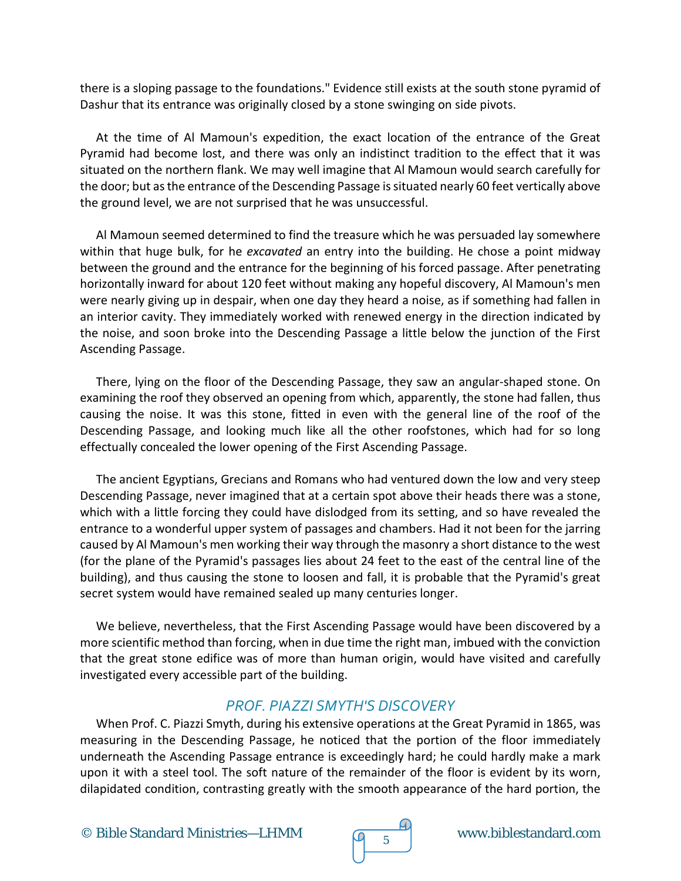there is a sloping passage to the foundations." Evidence still exists at the south stone pyramid of Dashur that its entrance was originally closed by a stone swinging on side pivots.

At the time of Al Mamoun's expedition, the exact location of the entrance of the Great Pyramid had become lost, and there was only an indistinct tradition to the effect that it was situated on the northern flank. We may well imagine that Al Mamoun would search carefully for the door; but as the entrance of the Descending Passage is situated nearly 60 feet vertically above the ground level, we are not surprised that he was unsuccessful.

Al Mamoun seemed determined to find the treasure which he was persuaded lay somewhere within that huge bulk, for he *excavated* an entry into the building. He chose a point midway between the ground and the entrance for the beginning of his forced passage. After penetrating horizontally inward for about 120 feet without making any hopeful discovery, Al Mamoun's men were nearly giving up in despair, when one day they heard a noise, as if something had fallen in an interior cavity. They immediately worked with renewed energy in the direction indicated by the noise, and soon broke into the Descending Passage a little below the junction of the First Ascending Passage.

There, lying on the floor of the Descending Passage, they saw an angular-shaped stone. On examining the roof they observed an opening from which, apparently, the stone had fallen, thus causing the noise. It was this stone, fitted in even with the general line of the roof of the Descending Passage, and looking much like all the other roofstones, which had for so long effectually concealed the lower opening of the First Ascending Passage.

The ancient Egyptians, Grecians and Romans who had ventured down the low and very steep Descending Passage, never imagined that at a certain spot above their heads there was a stone, which with a little forcing they could have dislodged from its setting, and so have revealed the entrance to a wonderful upper system of passages and chambers. Had it not been for the jarring caused by Al Mamoun's men working their way through the masonry a short distance to the west (for the plane of the Pyramid's passages lies about 24 feet to the east of the central line of the building), and thus causing the stone to loosen and fall, it is probable that the Pyramid's great secret system would have remained sealed up many centuries longer.

We believe, nevertheless, that the First Ascending Passage would have been discovered by a more scientific method than forcing, when in due time the right man, imbued with the conviction that the great stone edifice was of more than human origin, would have visited and carefully investigated every accessible part of the building.

## *PROF. PIAZZI SMYTH'S DISCOVERY*

When Prof. C. Piazzi Smyth, during his extensive operations at the Great Pyramid in 1865, was measuring in the Descending Passage, he noticed that the portion of the floor immediately underneath the Ascending Passage entrance is exceedingly hard; he could hardly make a mark upon it with a steel tool. The soft nature of the remainder of the floor is evident by its worn, dilapidated condition, contrasting greatly with the smooth appearance of the hard portion, the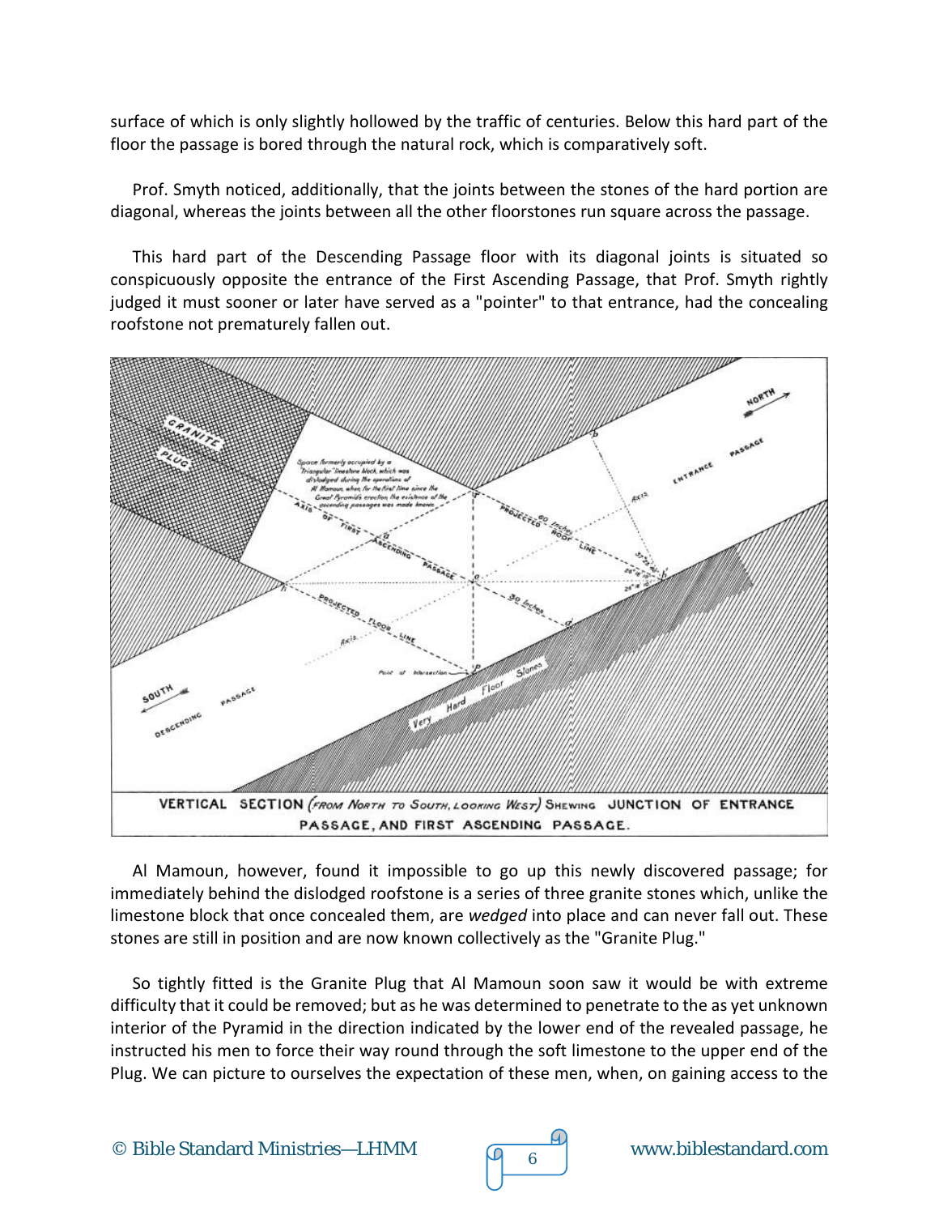surface of which is only slightly hollowed by the traffic of centuries. Below this hard part of the floor the passage is bored through the natural rock, which is comparatively soft.

Prof. Smyth noticed, additionally, that the joints between the stones of the hard portion are diagonal, whereas the joints between all the other floorstones run square across the passage.

This hard part of the Descending Passage floor with its diagonal joints is situated so conspicuously opposite the entrance of the First Ascending Passage, that Prof. Smyth rightly judged it must sooner or later have served as a "pointer" to that entrance, had the concealing roofstone not prematurely fallen out.

VERTICAL SECTION (FROM NORTH TO SOUTH, LOOKING WEST) SHEWING JUNCTION OF ENTRANCE PASSAGE, AND FIRST ASCENDING PASSAGE.

Al Mamoun, however, found it impossible to go up this newly discovered passage; for immediately behind the dislodged roofstone is a series of three granite stones which, unlike the limestone block that once concealed them, are *wedged* into place and can never fall out. These stones are still in position and are now known collectively as the "Granite Plug."

So tightly fitted is the Granite Plug that Al Mamoun soon saw it would be with extreme difficulty that it could be removed; but as he was determined to penetrate to the as yet unknown interior of the Pyramid in the direction indicated by the lower end of the revealed passage, he instructed his men to force their way round through the soft limestone to the upper end of the Plug. We can picture to ourselves the expectation of these men, when, on gaining access to the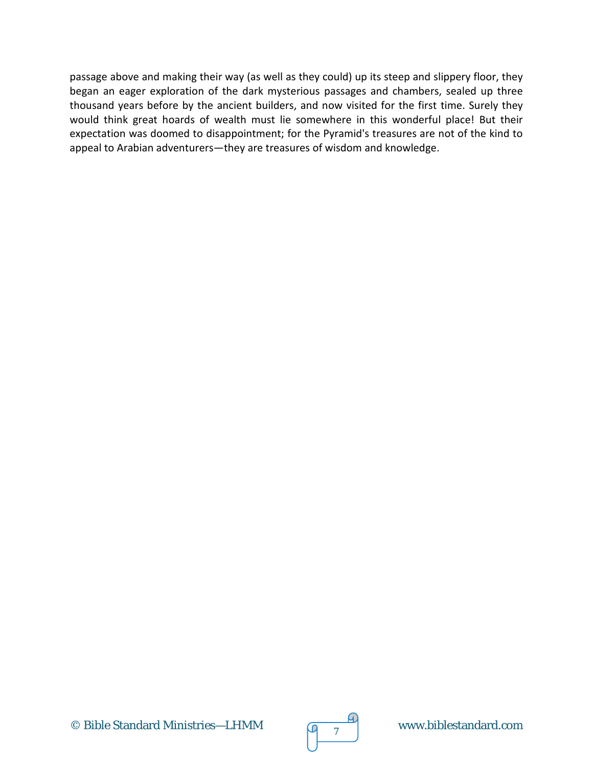passage above and making their way (as well as they could) up its steep and slippery floor, they began an eager exploration of the dark mysterious passages and chambers, sealed up three thousand years before by the ancient builders, and now visited for the first time. Surely they would think great hoards of wealth must lie somewhere in this wonderful place! But their expectation was doomed to disappointment; for the Pyramid's treasures are not of the kind to appeal to Arabian adventurers—they are treasures of wisdom and knowledge.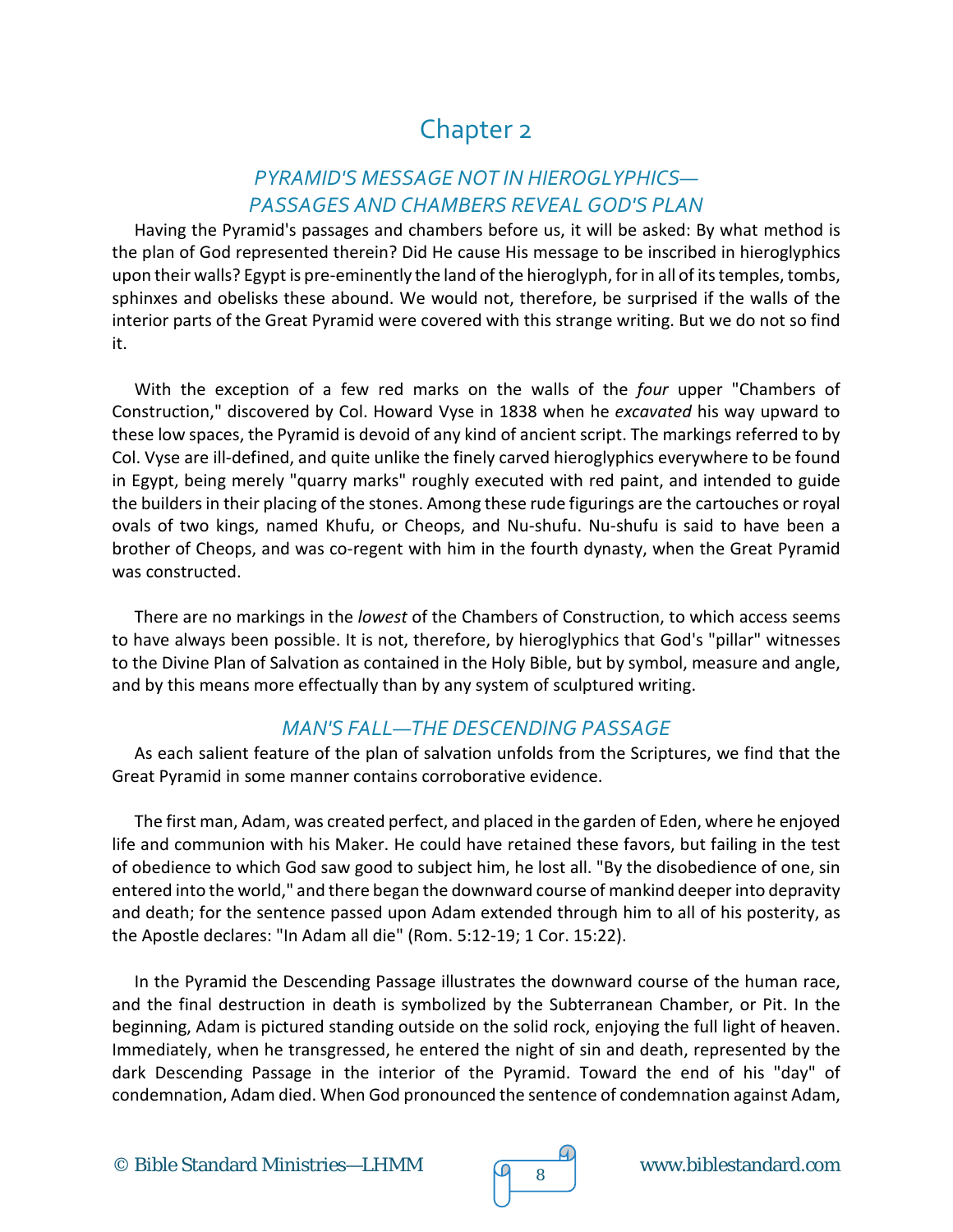# Chapter 2

## *PYRAMID'S MESSAGE NOT IN HIEROGLYPHICS— PASSAGES AND CHAMBERS REVEAL GOD'S PLAN*

Having the Pyramid's passages and chambers before us, it will be asked: By what method is the plan of God represented therein? Did He cause His message to be inscribed in hieroglyphics upon their walls? Egypt is pre-eminently the land of the hieroglyph, for in all of its temples, tombs, sphinxes and obelisks these abound. We would not, therefore, be surprised if the walls of the interior parts of the Great Pyramid were covered with this strange writing. But we do not so find it.

With the exception of a few red marks on the walls of the *four* upper "Chambers of Construction," discovered by Col. Howard Vyse in 1838 when he *excavated* his way upward to these low spaces, the Pyramid is devoid of any kind of ancient script. The markings referred to by Col. Vyse are ill-defined, and quite unlike the finely carved hieroglyphics everywhere to be found in Egypt, being merely "quarry marks" roughly executed with red paint, and intended to guide the builders in their placing of the stones. Among these rude figurings are the cartouches or royal ovals of two kings, named Khufu, or Cheops, and Nu-shufu. Nu-shufu is said to have been a brother of Cheops, and was co-regent with him in the fourth dynasty, when the Great Pyramid was constructed.

There are no markings in the *lowest* of the Chambers of Construction, to which access seems to have always been possible. It is not, therefore, by hieroglyphics that God's "pillar" witnesses to the Divine Plan of Salvation as contained in the Holy Bible, but by symbol, measure and angle, and by this means more effectually than by any system of sculptured writing.

## *MAN'S FALL—THE DESCENDING PASSAGE*

As each salient feature of the plan of salvation unfolds from the Scriptures, we find that the Great Pyramid in some manner contains corroborative evidence.

The first man, Adam, was created perfect, and placed in the garden of Eden, where he enjoyed life and communion with his Maker. He could have retained these favors, but failing in the test of obedience to which God saw good to subject him, he lost all. "By the disobedience of one, sin entered into the world," and there began the downward course of mankind deeper into depravity and death; for the sentence passed upon Adam extended through him to all of his posterity, as the Apostle declares: "In Adam all die" (Rom. 5:12-19; 1 Cor. 15:22).

In the Pyramid the Descending Passage illustrates the downward course of the human race, and the final destruction in death is symbolized by the Subterranean Chamber, or Pit. In the beginning, Adam is pictured standing outside on the solid rock, enjoying the full light of heaven. Immediately, when he transgressed, he entered the night of sin and death, represented by the dark Descending Passage in the interior of the Pyramid. Toward the end of his "day" of condemnation, Adam died. When God pronounced the sentence of condemnation against Adam,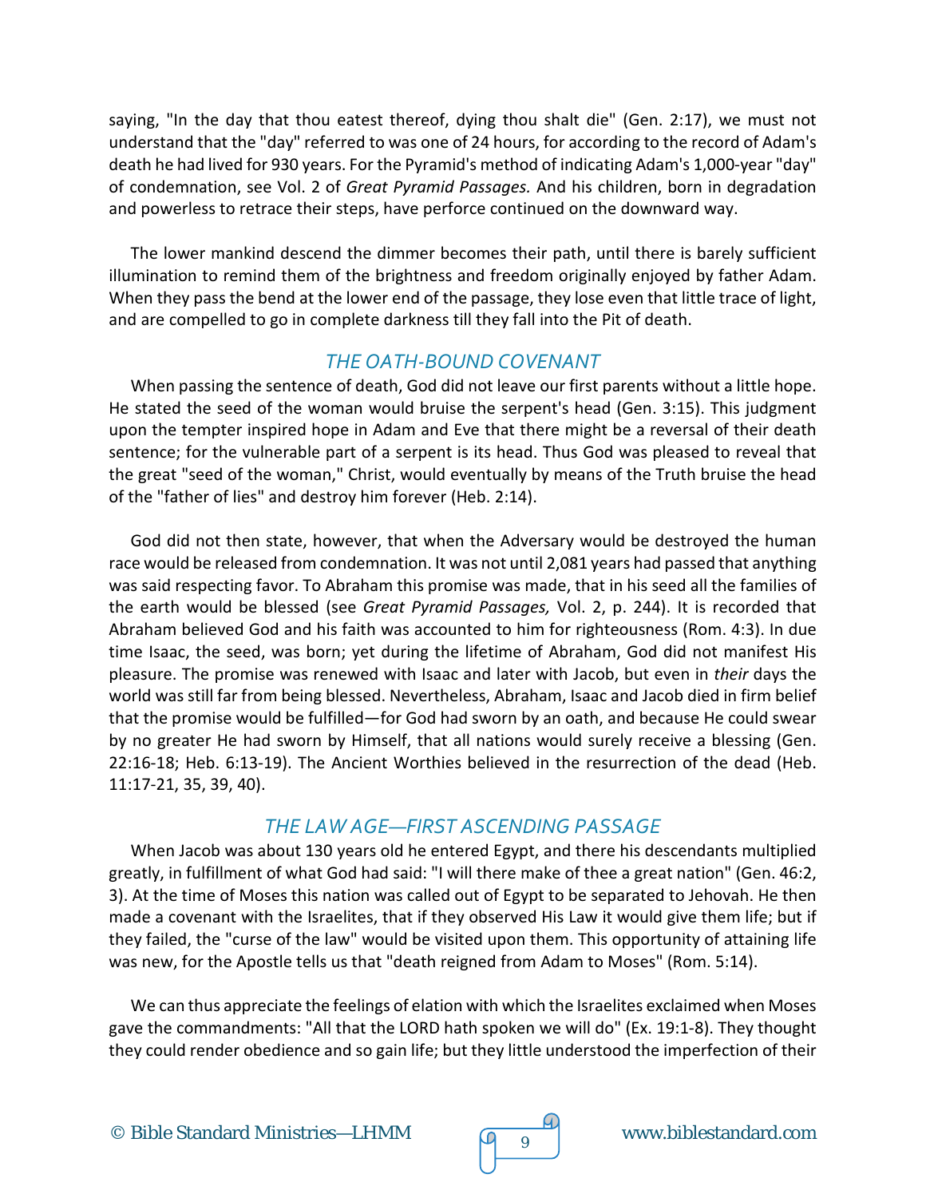saying, "In the day that thou eatest thereof, dying thou shalt die" (Gen. 2:17), we must not understand that the "day" referred to was one of 24 hours, for according to the record of Adam's death he had lived for 930 years. For the Pyramid's method of indicating Adam's 1,000-year "day" of condemnation, see Vol. 2 of *Great Pyramid Passages.* And his children, born in degradation and powerless to retrace their steps, have perforce continued on the downward way.

The lower mankind descend the dimmer becomes their path, until there is barely sufficient illumination to remind them of the brightness and freedom originally enjoyed by father Adam. When they pass the bend at the lower end of the passage, they lose even that little trace of light, and are compelled to go in complete darkness till they fall into the Pit of death.

## THE OATH-BOUND COVENANT

When passing the sentence of death, God did not leave our first parents without a little hope. He stated the seed of the woman would bruise the serpent's head (Gen. 3:15). This judgment upon the tempter inspired hope in Adam and Eve that there might be a reversal of their death sentence; for the vulnerable part of a serpent is its head. Thus God was pleased to reveal that the great "seed of the woman," Christ, would eventually by means of the Truth bruise the head of the "father of lies" and destroy him forever (Heb. 2:14).

God did not then state, however, that when the Adversary would be destroyed the human race would be released from condemnation. It was not until 2,081 years had passed that anything was said respecting favor. To Abraham this promise was made, that in his seed all the families of the earth would be blessed (see *Great Pyramid Passages,* Vol. 2, p. 244). It is recorded that Abraham believed God and his faith was accounted to him for righteousness (Rom. 4:3). In due time Isaac, the seed, was born; yet during the lifetime of Abraham, God did not manifest His pleasure. The promise was renewed with Isaac and later with Jacob, but even in *their* days the world was still far from being blessed. Nevertheless, Abraham, Isaac and Jacob died in firm belief that the promise would be fulfilled—for God had sworn by an oath, and because He could swear by no greater He had sworn by Himself, that all nations would surely receive a blessing (Gen. 22:16-18; Heb. 6:13-19). The Ancient Worthies believed in the resurrection of the dead (Heb. 11:17-21, 35, 39, 40).

## THE LAW AGE—FIRST ASCENDING PASSAGE

When Jacob was about 130 years old he entered Egypt, and there his descendants multiplied greatly, in fulfillment of what God had said: "I will there make of thee a great nation" (Gen. 46:2, 3). At the time of Moses this nation was called out of Egypt to be separated to Jehovah. He then made a covenant with the Israelites, that if they observed His Law it would give them life; but if they failed, the "curse of the law" would be visited upon them. This opportunity of attaining life was new, for the Apostle tells us that "death reigned from Adam to Moses" (Rom. 5:14).

We can thus appreciate the feelings of elation with which the Israelites exclaimed when Moses gave the commandments: "All that the LORD hath spoken we will do" (Ex. 19:1-8). They thought they could render obedience and so gain life; but they little understood the imperfection of their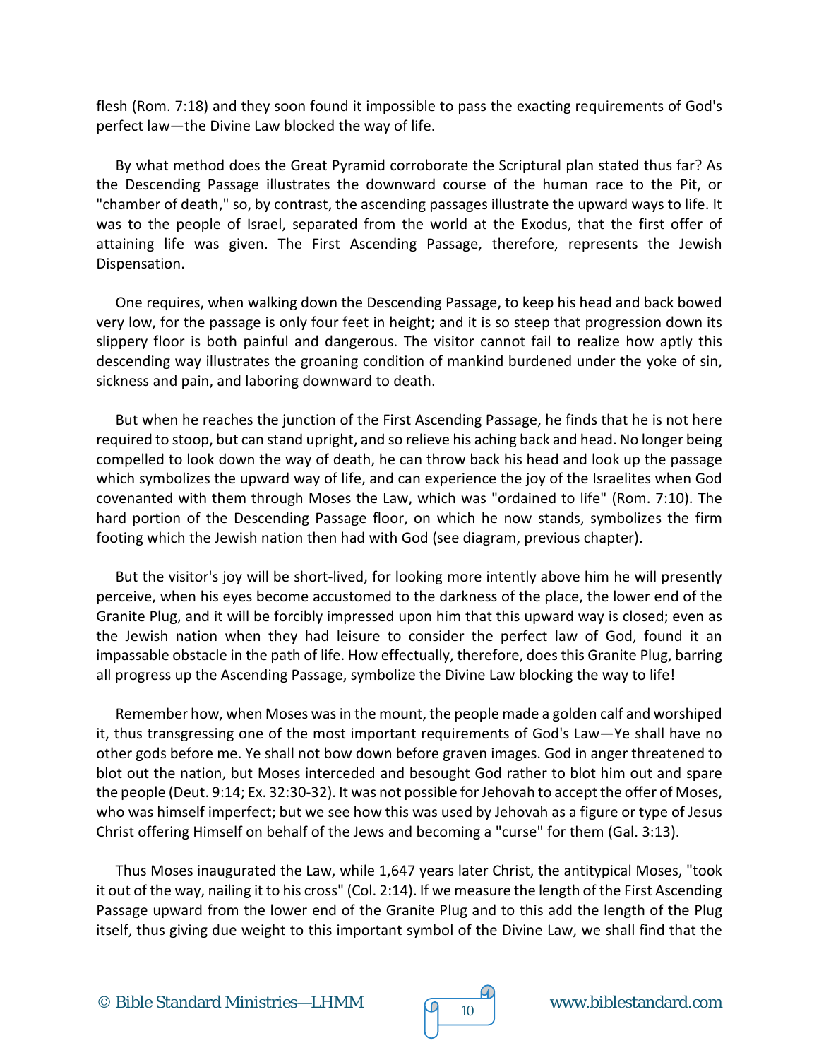flesh (Rom. 7:18) and they soon found it impossible to pass the exacting requirements of God's perfect law—the Divine Law blocked the way of life.

By what method does the Great Pyramid corroborate the Scriptural plan stated thus far? As the Descending Passage illustrates the downward course of the human race to the Pit, or "chamber of death," so, by contrast, the ascending passages illustrate the upward ways to life. It was to the people of Israel, separated from the world at the Exodus, that the first offer of attaining life was given. The First Ascending Passage, therefore, represents the Jewish Dispensation.

One requires, when walking down the Descending Passage, to keep his head and back bowed very low, for the passage is only four feet in height; and it is so steep that progression down its slippery floor is both painful and dangerous. The visitor cannot fail to realize how aptly this descending way illustrates the groaning condition of mankind burdened under the yoke of sin, sickness and pain, and laboring downward to death.

But when he reaches the junction of the First Ascending Passage, he finds that he is not here required to stoop, but can stand upright, and so relieve his aching back and head. No longer being compelled to look down the way of death, he can throw back his head and look up the passage which symbolizes the upward way of life, and can experience the joy of the Israelites when God covenanted with them through Moses the Law, which was "ordained to life" (Rom. 7:10). The hard portion of the Descending Passage floor, on which he now stands, symbolizes the firm footing which the Jewish nation then had with God (see diagram, previous chapter).

But the visitor's joy will be short-lived, for looking more intently above him he will presently perceive, when his eyes become accustomed to the darkness of the place, the lower end of the Granite Plug, and it will be forcibly impressed upon him that this upward way is closed; even as the Jewish nation when they had leisure to consider the perfect law of God, found it an impassable obstacle in the path of life. How effectually, therefore, does this Granite Plug, barring all progress up the Ascending Passage, symbolize the Divine Law blocking the way to life!

Remember how, when Moses was in the mount, the people made a golden calf and worshiped it, thus transgressing one of the most important requirements of God's Law—Ye shall have no other gods before me. Ye shall not bow down before graven images. God in anger threatened to blot out the nation, but Moses interceded and besought God rather to blot him out and spare the people (Deut. 9:14; Ex. 32:30-32). It was not possible for Jehovah to accept the offer of Moses, who was himself imperfect; but we see how this was used by Jehovah as a figure or type of Jesus Christ offering Himself on behalf of the Jews and becoming a "curse" for them (Gal. 3:13).

Thus Moses inaugurated the Law, while 1,647 years later Christ, the antitypical Moses, "took it out of the way, nailing it to his cross" (Col. 2:14). If we measure the length of the First Ascending Passage upward from the lower end of the Granite Plug and to this add the length of the Plug itself, thus giving due weight to this important symbol of the Divine Law, we shall find that the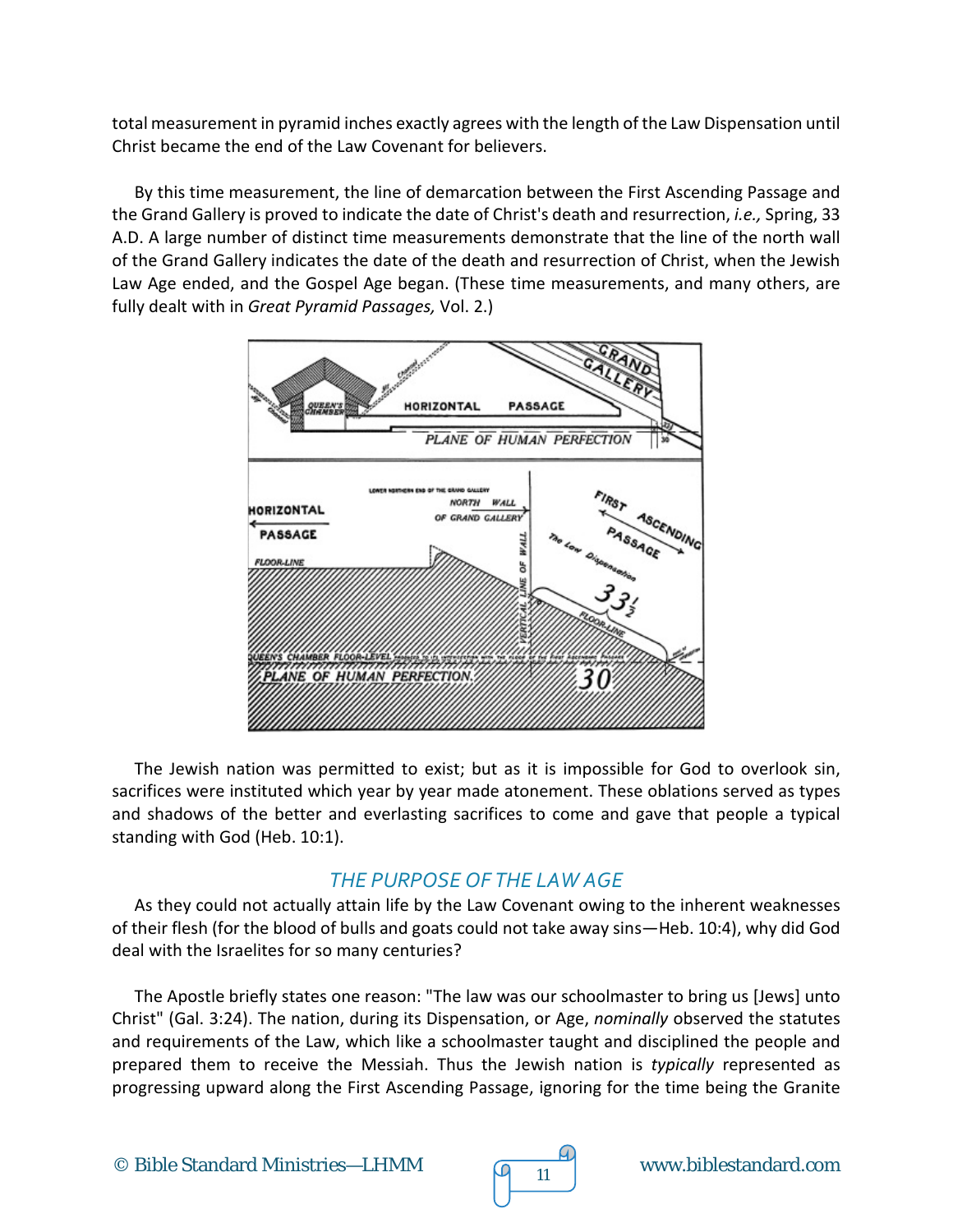total measurement in pyramid inches exactly agrees with the length of the Law Dispensation until Christ became the end of the Law Covenant for believers.

By this time measurement, the line of demarcation between the First Ascending Passage and the Grand Gallery is proved to indicate the date of Christ's death and resurrection, *i.e.,* Spring, 33 A.D. A large number of distinct time measurements demonstrate that the line of the north wall of the Grand Gallery indicates the date of the death and resurrection of Christ, when the Jewish Law Age ended, and the Gospel Age began. (These time measurements, and many others, are fully dealt with in *Great Pyramid Passages,* Vol. 2.)

The Jewish nation was permitted to exist; but as it is impossible for God to overlook sin, sacrifices were instituted which year by year made atonement. These oblations served as types and shadows of the better and everlasting sacrifices to come and gave that people a typical standing with God (Heb. 10:1).

## THE PURPOSE OF THE LAW AGE

As they could not actually attain life by the Law Covenant owing to the inherent weaknesses of their flesh (for the blood of bulls and goats could not take away sins—Heb. 10:4), why did God deal with the Israelites for so many centuries?

The Apostle briefly states one reason: "The law was our schoolmaster to bring us [Jews] unto Christ" (Gal. 3:24). The nation, during its Dispensation, or Age, *nominally* observed the statutes and requirements of the Law, which like a schoolmaster taught and disciplined the people and prepared them to receive the Messiah. Thus the Jewish nation is *typically* represented as progressing upward along the First Ascending Passage, ignoring for the time being the Granite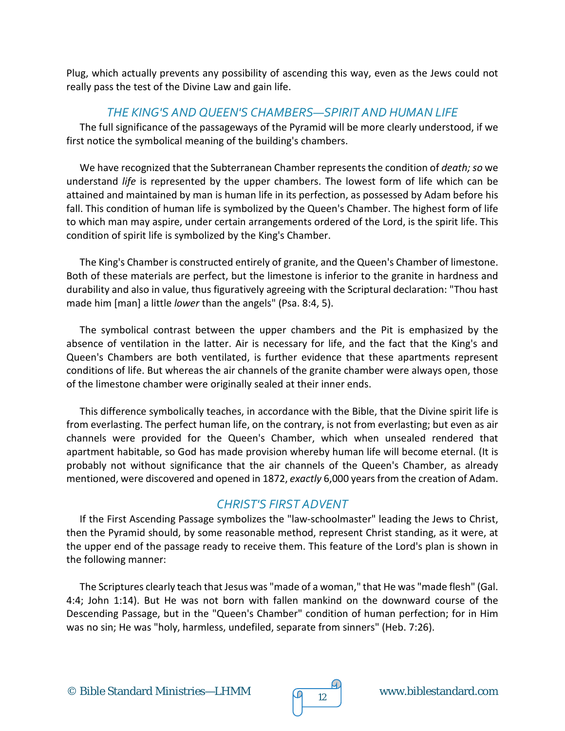Plug, which actually prevents any possibility of ascending this way, even as the Jews could not really pass the test of the Divine Law and gain life.

## *THE KING'S AND QUEEN'S CHAMBERS—SPIRIT AND HUMAN LIFE*

The full significance of the passageways of the Pyramid will be more clearly understood, if we first notice the symbolical meaning of the building's chambers.

We have recognized that the Subterranean Chamber represents the condition of *death; so* we understand *life* is represented by the upper chambers. The lowest form of life which can be attained and maintained by man is human life in its perfection, as possessed by Adam before his fall. This condition of human life is symbolized by the Queen's Chamber. The highest form of life to which man may aspire, under certain arrangements ordered of the Lord, is the spirit life. This condition of spirit life is symbolized by the King's Chamber.

The King's Chamber is constructed entirely of granite, and the Queen's Chamber of limestone. Both of these materials are perfect, but the limestone is inferior to the granite in hardness and durability and also in value, thus figuratively agreeing with the Scriptural declaration: "Thou hast made him [man] a little *lower* than the angels" (Psa. 8:4, 5).

The symbolical contrast between the upper chambers and the Pit is emphasized by the absence of ventilation in the latter. Air is necessary for life, and the fact that the King's and Queen's Chambers are both ventilated, is further evidence that these apartments represent conditions of life. But whereas the air channels of the granite chamber were always open, those of the limestone chamber were originally sealed at their inner ends.

This difference symbolically teaches, in accordance with the Bible, that the Divine spirit life is from everlasting. The perfect human life, on the contrary, is not from everlasting; but even as air channels were provided for the Queen's Chamber, which when unsealed rendered that apartment habitable, so God has made provision whereby human life will become eternal. (It is probably not without significance that the air channels of the Queen's Chamber, as already mentioned, were discovered and opened in 1872, *exactly* 6,000 years from the creation of Adam.

## *CHRIST'S FIRST ADVENT*

If the First Ascending Passage symbolizes the "law-schoolmaster" leading the Jews to Christ, then the Pyramid should, by some reasonable method, represent Christ standing, as it were, at the upper end of the passage ready to receive them. This feature of the Lord's plan is shown in the following manner:

The Scriptures clearly teach that Jesus was "made of a woman," that He was "made flesh" (Gal. 4:4; John 1:14). But He was not born with fallen mankind on the downward course of the Descending Passage, but in the "Queen's Chamber" condition of human perfection; for in Him was no sin; He was "holy, harmless, undefiled, separate from sinners" (Heb. 7:26).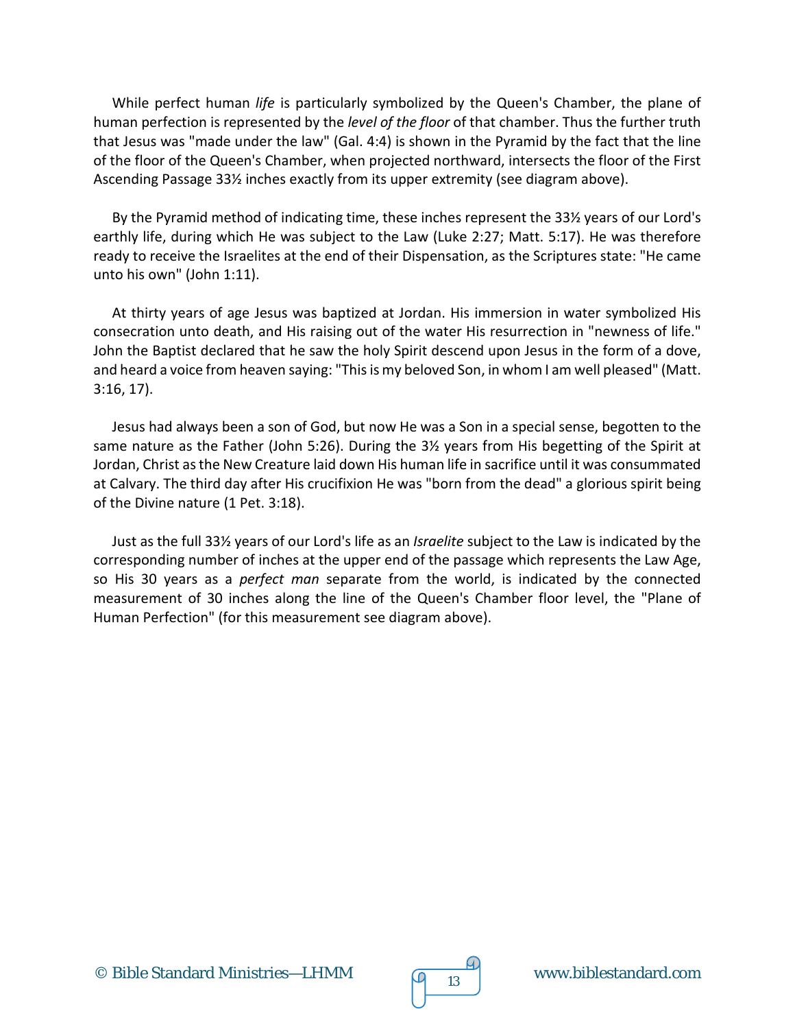While perfect human *life* is particularly symbolized by the Queen's Chamber, the plane of human perfection is represented by the *level of the floor* of that chamber. Thus the further truth that Jesus was "made under the law" (Gal. 4:4) is shown in the Pyramid by the fact that the line of the floor of the Queen's Chamber, when projected northward, intersects the floor of the First Ascending Passage 33½ inches exactly from its upper extremity (see diagram above).

By the Pyramid method of indicating time, these inches represent the 33½ years of our Lord's earthly life, during which He was subject to the Law (Luke 2:27; Matt. 5:17). He was therefore ready to receive the Israelites at the end of their Dispensation, as the Scriptures state: "He came unto his own" (John 1:11).

At thirty years of age Jesus was baptized at Jordan. His immersion in water symbolized His consecration unto death, and His raising out of the water His resurrection in "newness of life." John the Baptist declared that he saw the holy Spirit descend upon Jesus in the form of a dove, and heard a voice from heaven saying: "This is my beloved Son, in whom I am well pleased" (Matt. 3:16, 17).

Jesus had always been a son of God, but now He was a Son in a special sense, begotten to the same nature as the Father (John 5:26). During the 3½ years from His begetting of the Spirit at Jordan, Christ as the New Creature laid down His human life in sacrifice until it was consummated at Calvary. The third day after His crucifixion He was "born from the dead" a glorious spirit being of the Divine nature (1 Pet. 3:18).

Just as the full 33½ years of our Lord's life as an *Israelite* subject to the Law is indicated by the corresponding number of inches at the upper end of the passage which represents the Law Age, so His 30 years as a *perfect man* separate from the world, is indicated by the connected measurement of 30 inches along the line of the Queen's Chamber floor level, the "Plane of Human Perfection" (for this measurement see diagram above).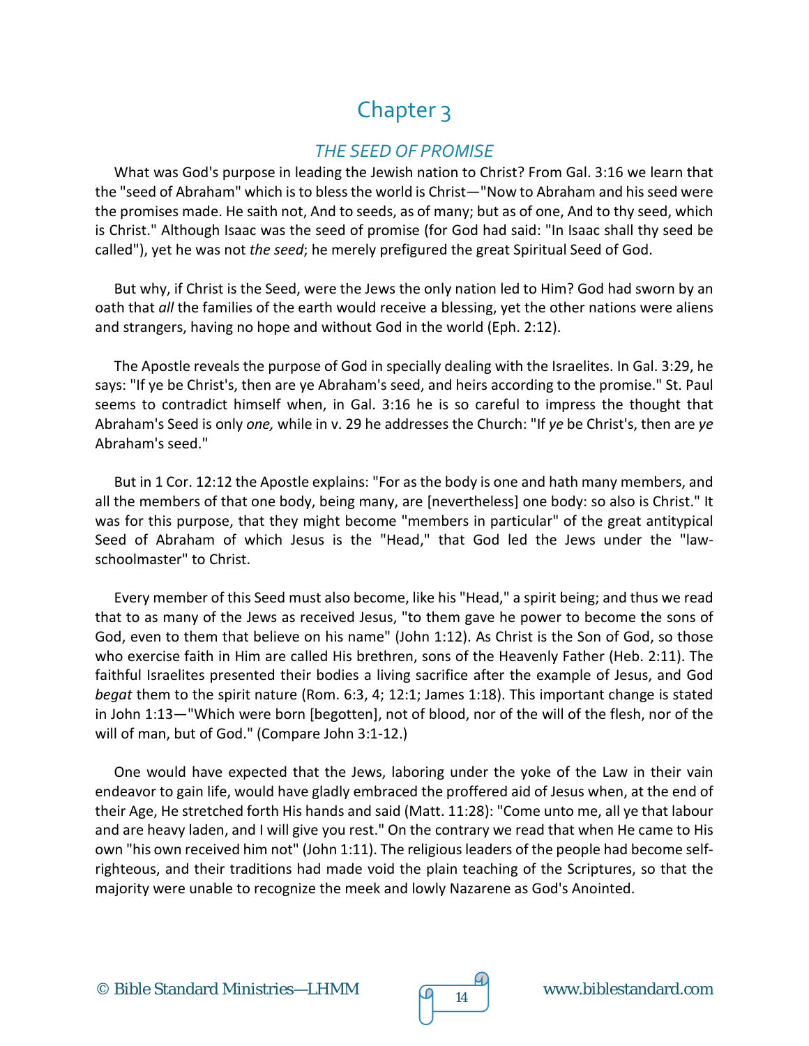# Chapter 3

## *THE SEED OF PROMISE*

What was God's purpose in leading the Jewish nation to Christ? From Gal. 3:16 we learn that the "seed of Abraham" which is to bless the world is Christ—"Now to Abraham and his seed were the promises made. He saith not, And to seeds, as of many; but as of one, And to thy seed, which is Christ." Although Isaac was the seed of promise (for God had said: "In Isaac shall thy seed be called"), yet he was not *the seed*; he merely prefigured the great Spiritual Seed of God.

But why, if Christ is the Seed, were the Jews the only nation led to Him? God had sworn by an oath that *all* the families of the earth would receive a blessing, yet the other nations were aliens and strangers, having no hope and without God in the world (Eph. 2:12).

The Apostle reveals the purpose of God in specially dealing with the Israelites. In Gal. 3:29, he says: "If ye be Christ's, then are ye Abraham's seed, and heirs according to the promise." St. Paul seems to contradict himself when, in Gal. 3:16 he is so careful to impress the thought that Abraham's Seed is only *one,* while in v. 29 he addresses the Church: "If *ye* be Christ's, then are *ye* Abraham's seed."

But in 1 Cor. 12:12 the Apostle explains: "For as the body is one and hath many members, and all the members of that one body, being many, are [nevertheless] one body: so also is Christ." It was for this purpose, that they might become "members in particular" of the great antitypical Seed of Abraham of which Jesus is the "Head," that God led the Jews under the "law-schoolmaster" to Christ.

Every member of this Seed must also become, like his "Head," a spirit being; and thus we read that to as many of the Jews as received Jesus, "to them gave he power to become the sons of God, even to them that believe on his name" (John 1:12). As Christ is the Son of God, so those who exercise faith in Him are called His brethren, sons of the Heavenly Father (Heb. 2:11). The faithful Israelites presented their bodies a living sacrifice after the example of Jesus, and God *begat* them to the spirit nature (Rom. 6:3, 4; 12:1; James 1:18). This important change is stated in John 1:13—"Which were born [begotten], not of blood, nor of the will of the flesh, nor of the will of man, but of God." (Compare John 3:1-12.)

One would have expected that the Jews, laboring under the yoke of the Law in their vain endeavor to gain life, would have gladly embraced the proffered aid of Jesus when, at the end of their Age, He stretched forth His hands and said (Matt. 11:28): "Come unto me, all ye that labour and are heavy laden, and I will give you rest." On the contrary we read that when He came to His own "his own received him not" (John 1:11). The religious leaders of the people had become self-righteous, and their traditions had made void the plain teaching of the Scriptures, so that the majority were unable to recognize the meek and lowly Nazarene as God's Anointed.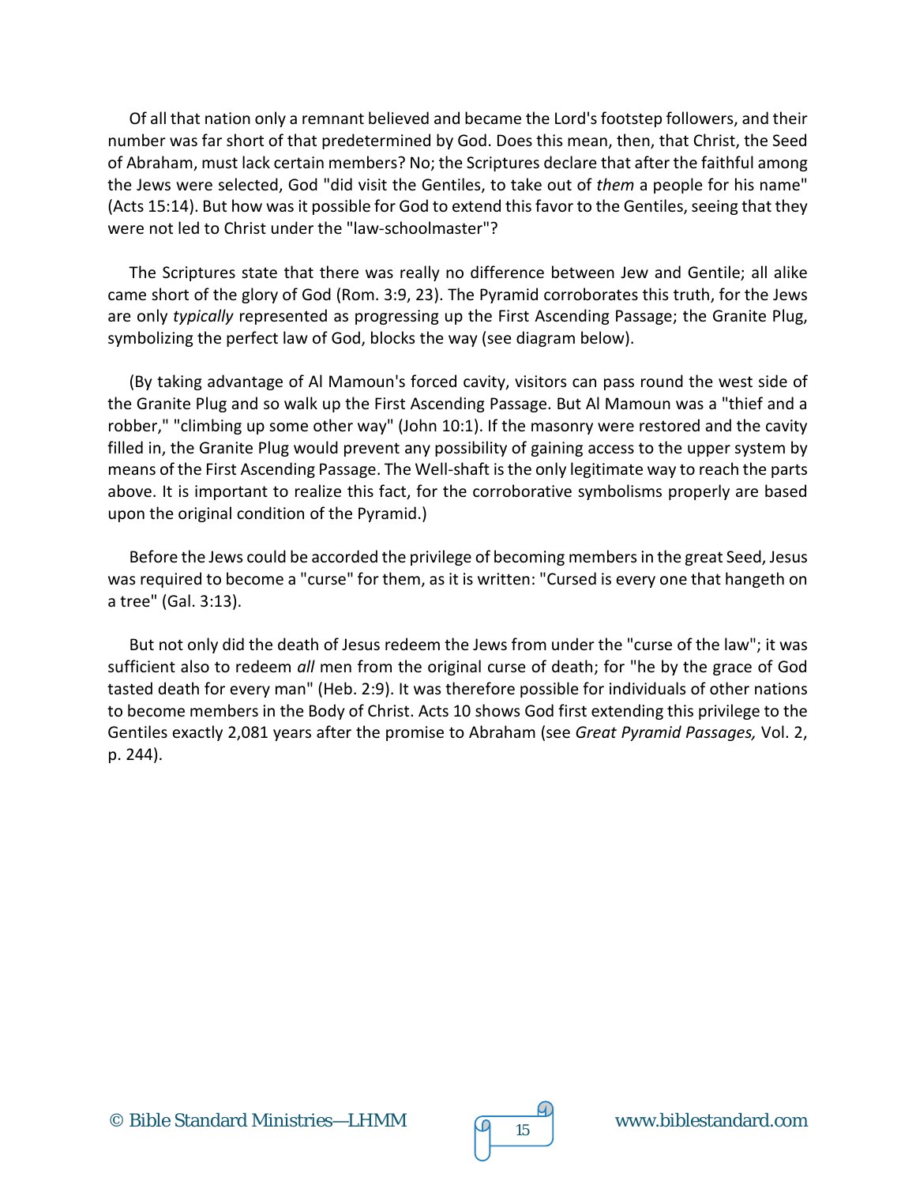Of all that nation only a remnant believed and became the Lord's footstep followers, and their number was far short of that predetermined by God. Does this mean, then, that Christ, the Seed of Abraham, must lack certain members? No; the Scriptures declare that after the faithful among the Jews were selected, God "did visit the Gentiles, to take out of *them* a people for his name" (Acts 15:14). But how was it possible for God to extend this favor to the Gentiles, seeing that they were not led to Christ under the "law-schoolmaster"?

The Scriptures state that there was really no difference between Jew and Gentile; all alike came short of the glory of God (Rom. 3:9, 23). The Pyramid corroborates this truth, for the Jews are only *typically* represented as progressing up the First Ascending Passage; the Granite Plug, symbolizing the perfect law of God, blocks the way (see diagram below).

(By taking advantage of Al Mamoun's forced cavity, visitors can pass round the west side of the Granite Plug and so walk up the First Ascending Passage. But Al Mamoun was a "thief and a robber," "climbing up some other way" (John 10:1). If the masonry were restored and the cavity filled in, the Granite Plug would prevent any possibility of gaining access to the upper system by means of the First Ascending Passage. The Well-shaft is the only legitimate way to reach the parts above. It is important to realize this fact, for the corroborative symbolisms properly are based upon the original condition of the Pyramid.)

Before the Jews could be accorded the privilege of becoming members in the great Seed, Jesus was required to become a "curse" for them, as it is written: "Cursed is every one that hangeth on a tree" (Gal. 3:13).

But not only did the death of Jesus redeem the Jews from under the "curse of the law"; it was sufficient also to redeem *all* men from the original curse of death; for "he by the grace of God tasted death for every man" (Heb. 2:9). It was therefore possible for individuals of other nations to become members in the Body of Christ. Acts 10 shows God first extending this privilege to the Gentiles exactly 2,081 years after the promise to Abraham (see *Great Pyramid Passages,* Vol. 2, p. 244).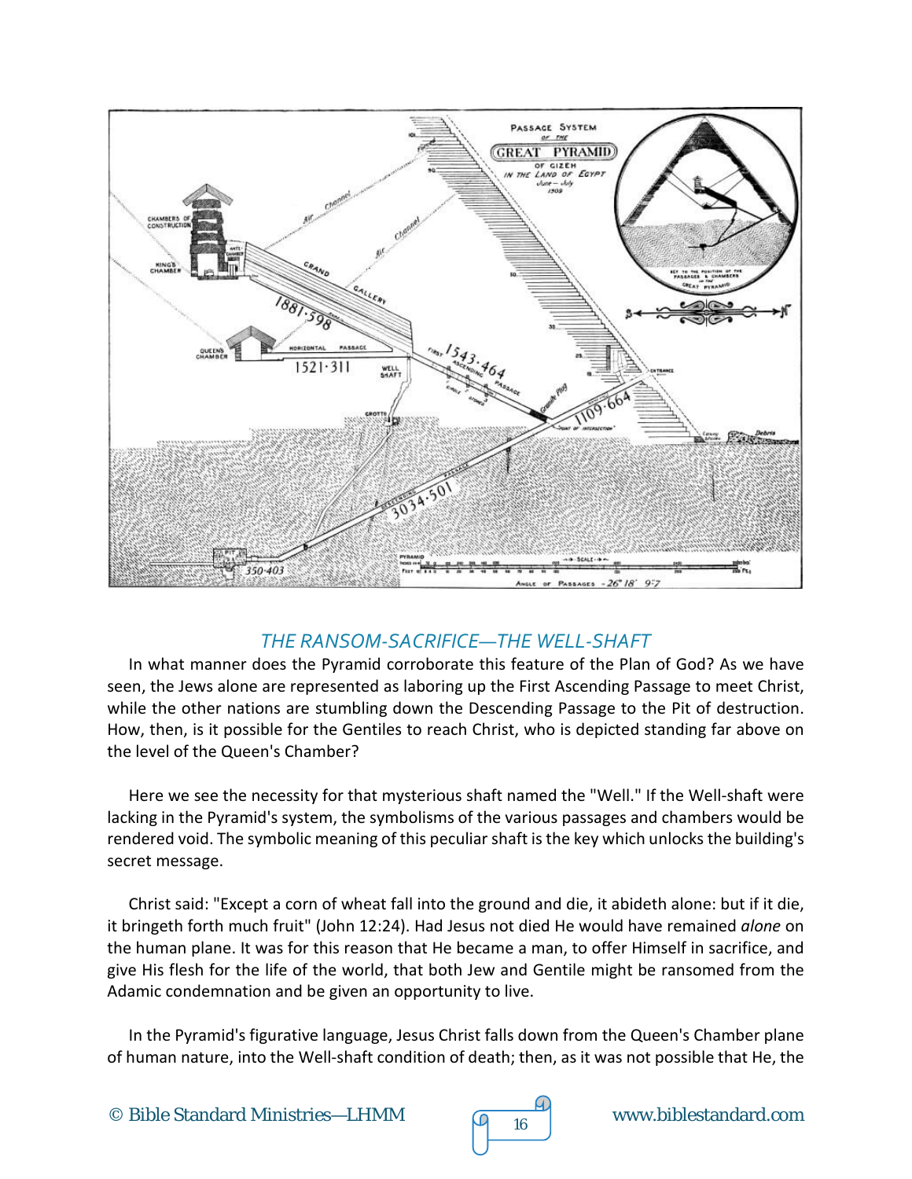## THE RANSOM-SACRIFICE—THE WELL-SHAFT

In what manner does the Pyramid corroborate this feature of the Plan of God? As we have seen, the Jews alone are represented as laboring up the First Ascending Passage to meet Christ, while the other nations are stumbling down the Descending Passage to the Pit of destruction. How, then, is it possible for the Gentiles to reach Christ, who is depicted standing far above on the level of the Queen's Chamber?

Here we see the necessity for that mysterious shaft named the "Well." If the Well-shaft were lacking in the Pyramid's system, the symbolisms of the various passages and chambers would be rendered void. The symbolic meaning of this peculiar shaft is the key which unlocks the building's secret message.

Christ said: "Except a corn of wheat fall into the ground and die, it abideth alone: but if it die, it bringeth forth much fruit" (John 12:24). Had Jesus not died He would have remained *alone* on the human plane. It was for this reason that He became a man, to offer Himself in sacrifice, and give His flesh for the life of the world, that both Jew and Gentile might be ransomed from the Adamic condemnation and be given an opportunity to live.

In the Pyramid's figurative language, Jesus Christ falls down from the Queen's Chamber plane of human nature, into the Well-shaft condition of death; then, as it was not possible that He, the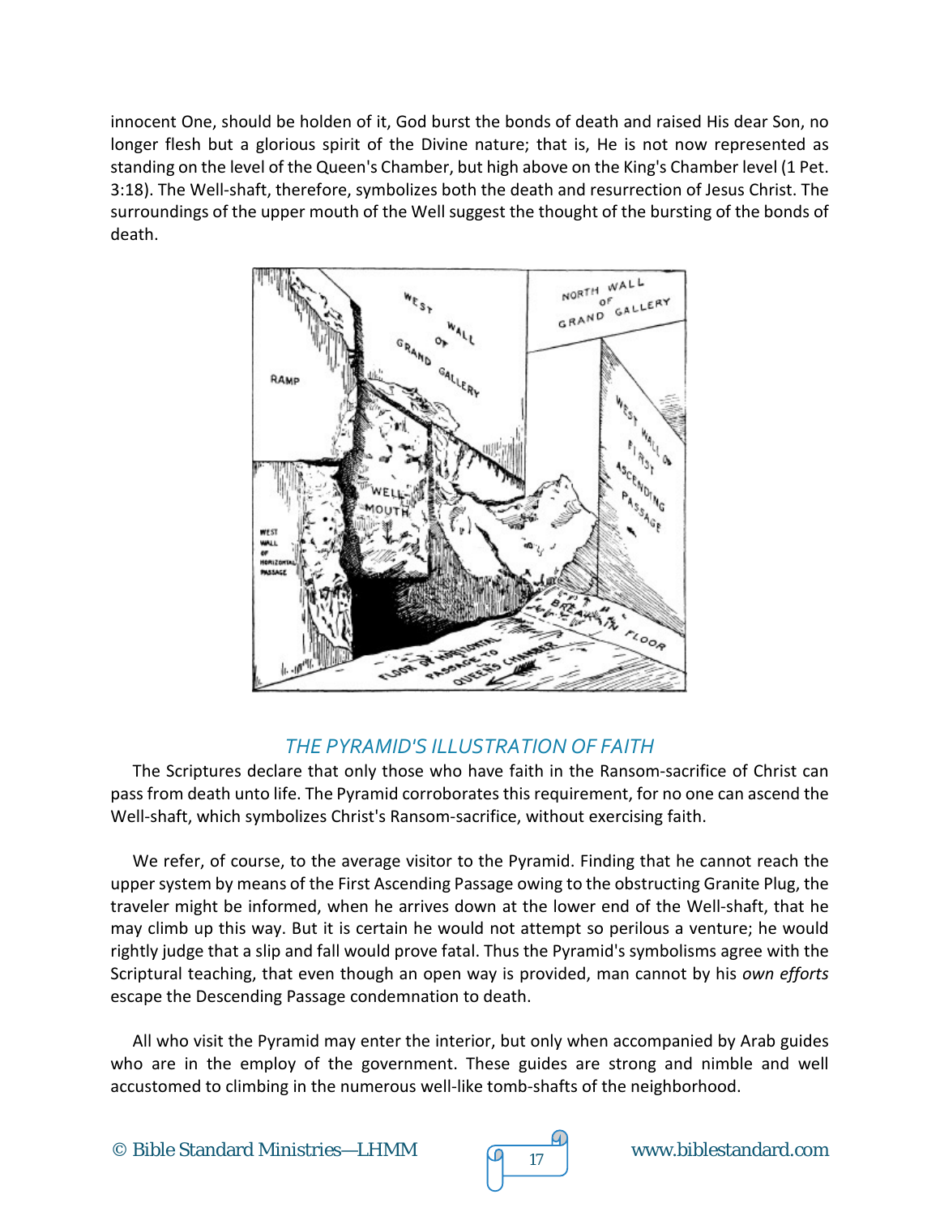innocent One, should be holden of it, God burst the bonds of death and raised His dear Son, no longer flesh but a glorious spirit of the Divine nature; that is, He is not now represented as standing on the level of the Queen's Chamber, but high above on the King's Chamber level (1 Pet. 3:18). The Well-shaft, therefore, symbolizes both the death and resurrection of Jesus Christ. The surroundings of the upper mouth of the Well suggest the thought of the bursting of the bonds of death.

## THE PYRAMID'S ILLUSTRATION OF FAITH

The Scriptures declare that only those who have faith in the Ransom-sacrifice of Christ can pass from death unto life. The Pyramid corroborates this requirement, for no one can ascend the Well-shaft, which symbolizes Christ's Ransom-sacrifice, without exercising faith.

We refer, of course, to the average visitor to the Pyramid. Finding that he cannot reach the upper system by means of the First Ascending Passage owing to the obstructing Granite Plug, the traveler might be informed, when he arrives down at the lower end of the Well-shaft, that he may climb up this way. But it is certain he would not attempt so perilous a venture; he would rightly judge that a slip and fall would prove fatal. Thus the Pyramid's symbolisms agree with the Scriptural teaching, that even though an open way is provided, man cannot by his *own efforts* escape the Descending Passage condemnation to death.

All who visit the Pyramid may enter the interior, but only when accompanied by Arab guides who are in the employ of the government. These guides are strong and nimble and well accustomed to climbing in the numerous well-like tomb-shafts of the neighborhood.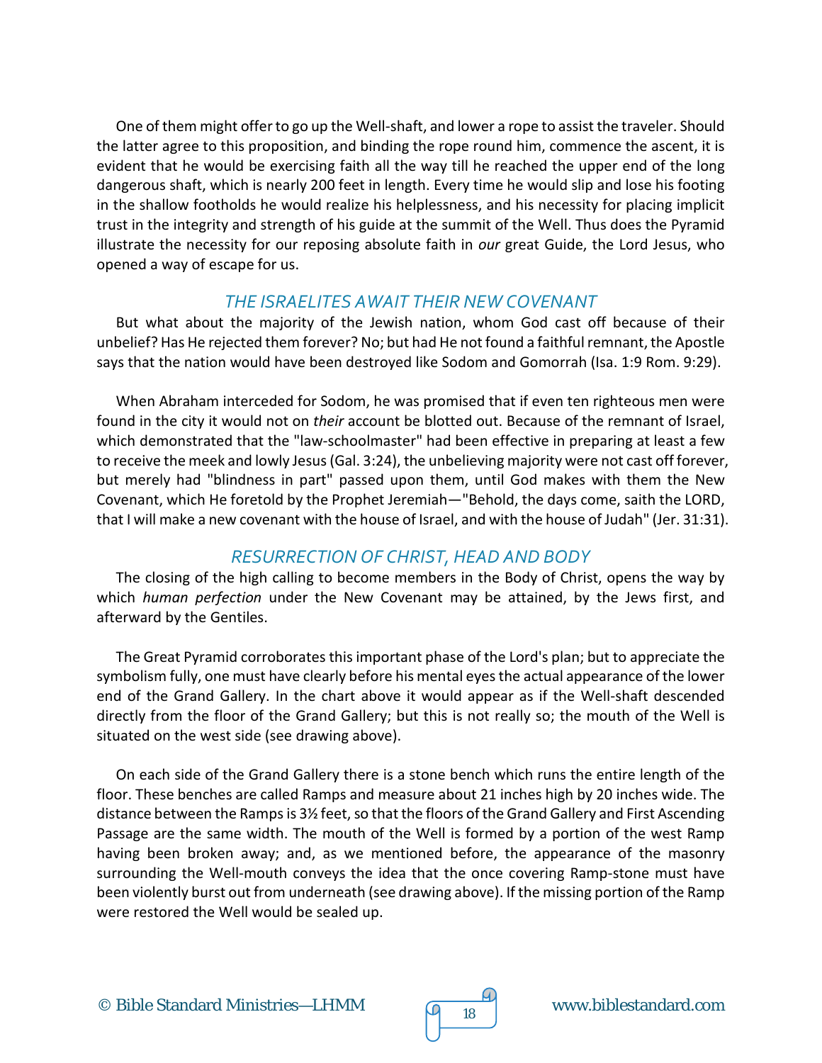One of them might offer to go up the Well-shaft, and lower a rope to assist the traveler. Should the latter agree to this proposition, and binding the rope round him, commence the ascent, it is evident that he would be exercising faith all the way till he reached the upper end of the long dangerous shaft, which is nearly 200 feet in length. Every time he would slip and lose his footing in the shallow footholds he would realize his helplessness, and his necessity for placing implicit trust in the integrity and strength of his guide at the summit of the Well. Thus does the Pyramid illustrate the necessity for our reposing absolute faith in *our* great Guide, the Lord Jesus, who opened a way of escape for us.

## *THE ISRAELITES AWAIT THEIR NEW COVENANT*

But what about the majority of the Jewish nation, whom God cast off because of their unbelief? Has He rejected them forever? No; but had He not found a faithful remnant, the Apostle says that the nation would have been destroyed like Sodom and Gomorrah (Isa. 1:9 Rom. 9:29).

When Abraham interceded for Sodom, he was promised that if even ten righteous men were found in the city it would not on *their* account be blotted out. Because of the remnant of Israel, which demonstrated that the "law-schoolmaster" had been effective in preparing at least a few to receive the meek and lowly Jesus (Gal. 3:24), the unbelieving majority were not cast off forever, but merely had "blindness in part" passed upon them, until God makes with them the New Covenant, which He foretold by the Prophet Jeremiah—"Behold, the days come, saith the LORD, that I will make a new covenant with the house of Israel, and with the house of Judah" (Jer. 31:31).

## *RESURRECTION OF CHRIST, HEAD AND BODY*

The closing of the high calling to become members in the Body of Christ, opens the way by which *human perfection* under the New Covenant may be attained, by the Jews first, and afterward by the Gentiles.

The Great Pyramid corroborates this important phase of the Lord's plan; but to appreciate the symbolism fully, one must have clearly before his mental eyes the actual appearance of the lower end of the Grand Gallery. In the chart above it would appear as if the Well-shaft descended directly from the floor of the Grand Gallery; but this is not really so; the mouth of the Well is situated on the west side (see drawing above).

On each side of the Grand Gallery there is a stone bench which runs the entire length of the floor. These benches are called Ramps and measure about 21 inches high by 20 inches wide. The distance between the Ramps is 3½ feet, so that the floors of the Grand Gallery and First Ascending Passage are the same width. The mouth of the Well is formed by a portion of the west Ramp having been broken away; and, as we mentioned before, the appearance of the masonry surrounding the Well-mouth conveys the idea that the once covering Ramp-stone must have been violently burst out from underneath (see drawing above). If the missing portion of the Ramp were restored the Well would be sealed up.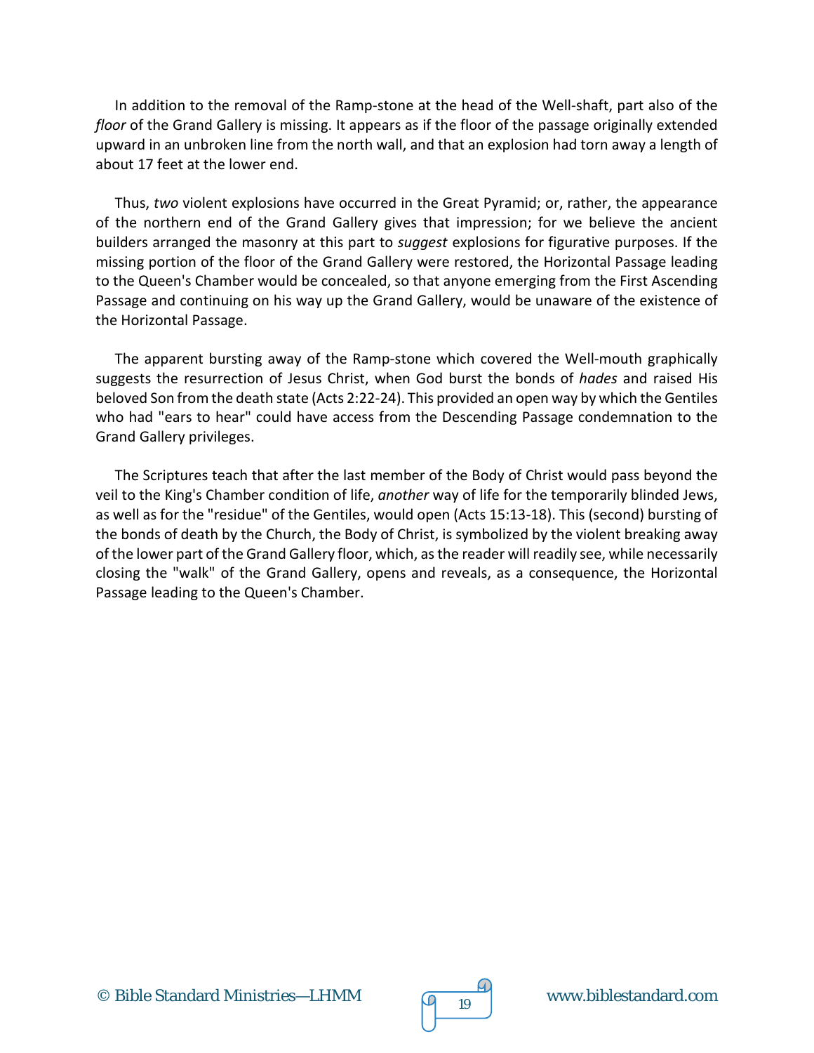In addition to the removal of the Ramp-stone at the head of the Well-shaft, part also of the *floor* of the Grand Gallery is missing. It appears as if the floor of the passage originally extended upward in an unbroken line from the north wall, and that an explosion had torn away a length of about 17 feet at the lower end.

Thus, *two* violent explosions have occurred in the Great Pyramid; or, rather, the appearance of the northern end of the Grand Gallery gives that impression; for we believe the ancient builders arranged the masonry at this part to *suggest* explosions for figurative purposes. If the missing portion of the floor of the Grand Gallery were restored, the Horizontal Passage leading to the Queen's Chamber would be concealed, so that anyone emerging from the First Ascending Passage and continuing on his way up the Grand Gallery, would be unaware of the existence of the Horizontal Passage.

The apparent bursting away of the Ramp-stone which covered the Well-mouth graphically suggests the resurrection of Jesus Christ, when God burst the bonds of *hades* and raised His beloved Son from the death state (Acts 2:22-24). This provided an open way by which the Gentiles who had "ears to hear" could have access from the Descending Passage condemnation to the Grand Gallery privileges.

The Scriptures teach that after the last member of the Body of Christ would pass beyond the veil to the King's Chamber condition of life, *another* way of life for the temporarily blinded Jews, as well as for the "residue" of the Gentiles, would open (Acts 15:13-18). This (second) bursting of the bonds of death by the Church, the Body of Christ, is symbolized by the violent breaking away of the lower part of the Grand Gallery floor, which, as the reader will readily see, while necessarily closing the "walk" of the Grand Gallery, opens and reveals, as a consequence, the Horizontal Passage leading to the Queen's Chamber.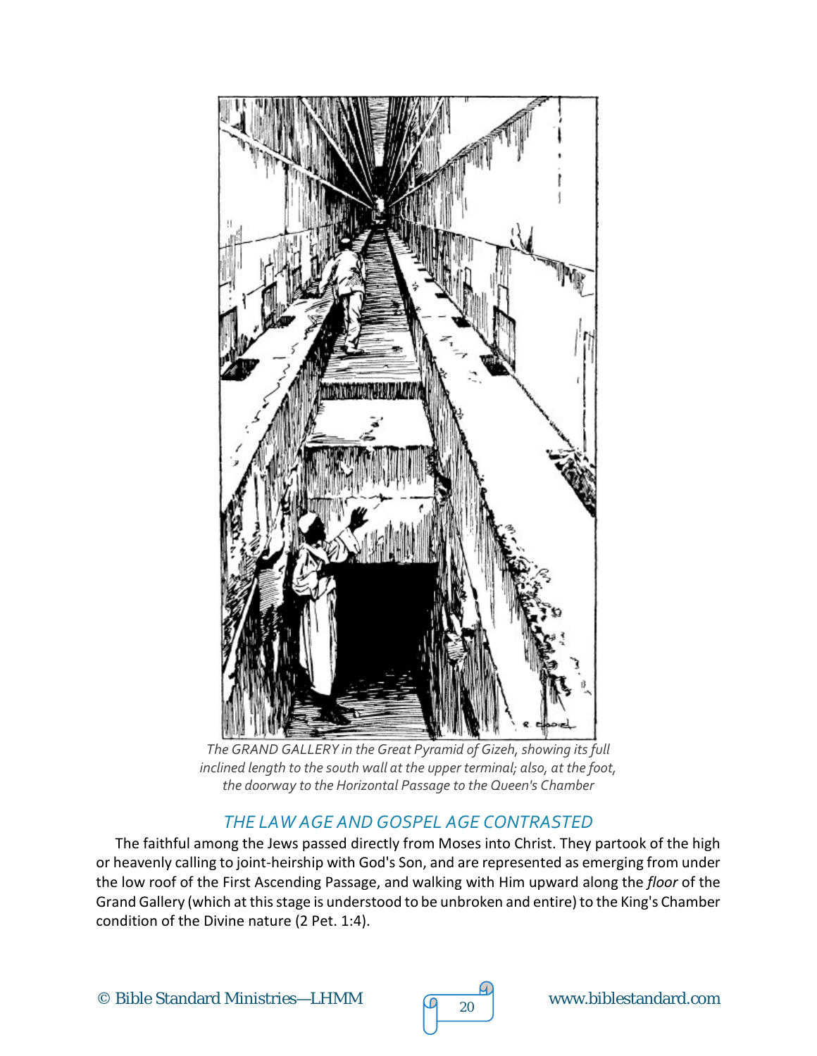*The GRAND GALLERY in the Great Pyramid of Gizeh, showing its full inclined length to the south wall at the upper terminal; also, at the foot, the doorway to the Horizontal Passage to the Queen's Chamber*

## *THE LAW AGE AND GOSPEL AGE CONTRASTED*

The faithful among the Jews passed directly from Moses into Christ. They partook of the high or heavenly calling to joint-heirship with God's Son, and are represented as emerging from under the low roof of the First Ascending Passage, and walking with Him upward along the *floor* of the Grand Gallery (which at this stage is understood to be unbroken and entire) to the King's Chamber condition of the Divine nature (2 Pet. 1:4).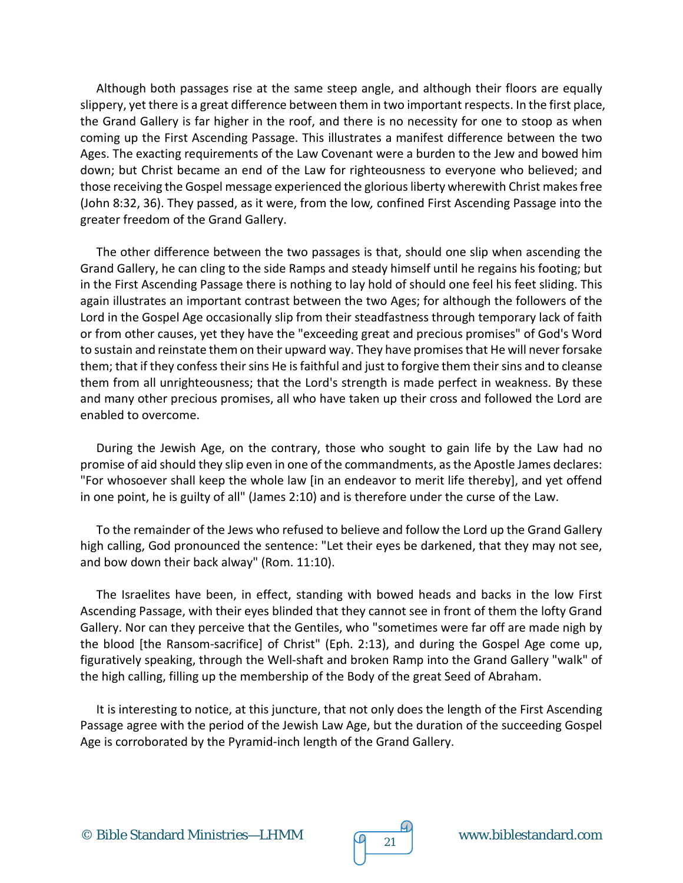Although both passages rise at the same steep angle, and although their floors are equally slippery, yet there is a great difference between them in two important respects. In the first place, the Grand Gallery is far higher in the roof, and there is no necessity for one to stoop as when coming up the First Ascending Passage. This illustrates a manifest difference between the two Ages. The exacting requirements of the Law Covenant were a burden to the Jew and bowed him down; but Christ became an end of the Law for righteousness to everyone who believed; and those receiving the Gospel message experienced the glorious liberty wherewith Christ makes free (John 8:32, 36). They passed, as it were, from the low, confined First Ascending Passage into the greater freedom of the Grand Gallery.

The other difference between the two passages is that, should one slip when ascending the Grand Gallery, he can cling to the side Ramps and steady himself until he regains his footing; but in the First Ascending Passage there is nothing to lay hold of should one feel his feet sliding. This again illustrates an important contrast between the two Ages; for although the followers of the Lord in the Gospel Age occasionally slip from their steadfastness through temporary lack of faith or from other causes, yet they have the "exceeding great and precious promises" of God's Word to sustain and reinstate them on their upward way. They have promises that He will never forsake them; that if they confess their sins He is faithful and just to forgive them their sins and to cleanse them from all unrighteousness; that the Lord's strength is made perfect in weakness. By these and many other precious promises, all who have taken up their cross and followed the Lord are enabled to overcome.

During the Jewish Age, on the contrary, those who sought to gain life by the Law had no promise of aid should they slip even in one of the commandments, as the Apostle James declares: "For whosoever shall keep the whole law [in an endeavor to merit life thereby], and yet offend in one point, he is guilty of all" (James 2:10) and is therefore under the curse of the Law.

To the remainder of the Jews who refused to believe and follow the Lord up the Grand Gallery high calling, God pronounced the sentence: "Let their eyes be darkened, that they may not see, and bow down their back alway" (Rom. 11:10).

The Israelites have been, in effect, standing with bowed heads and backs in the low First Ascending Passage, with their eyes blinded that they cannot see in front of them the lofty Grand Gallery. Nor can they perceive that the Gentiles, who "sometimes were far off are made nigh by the blood [the Ransom-sacrifice] of Christ" (Eph. 2:13), and during the Gospel Age come up, figuratively speaking, through the Well-shaft and broken Ramp into the Grand Gallery "walk" of the high calling, filling up the membership of the Body of the great Seed of Abraham.

It is interesting to notice, at this juncture, that not only does the length of the First Ascending Passage agree with the period of the Jewish Law Age, but the duration of the succeeding Gospel Age is corroborated by the Pyramid-inch length of the Grand Gallery.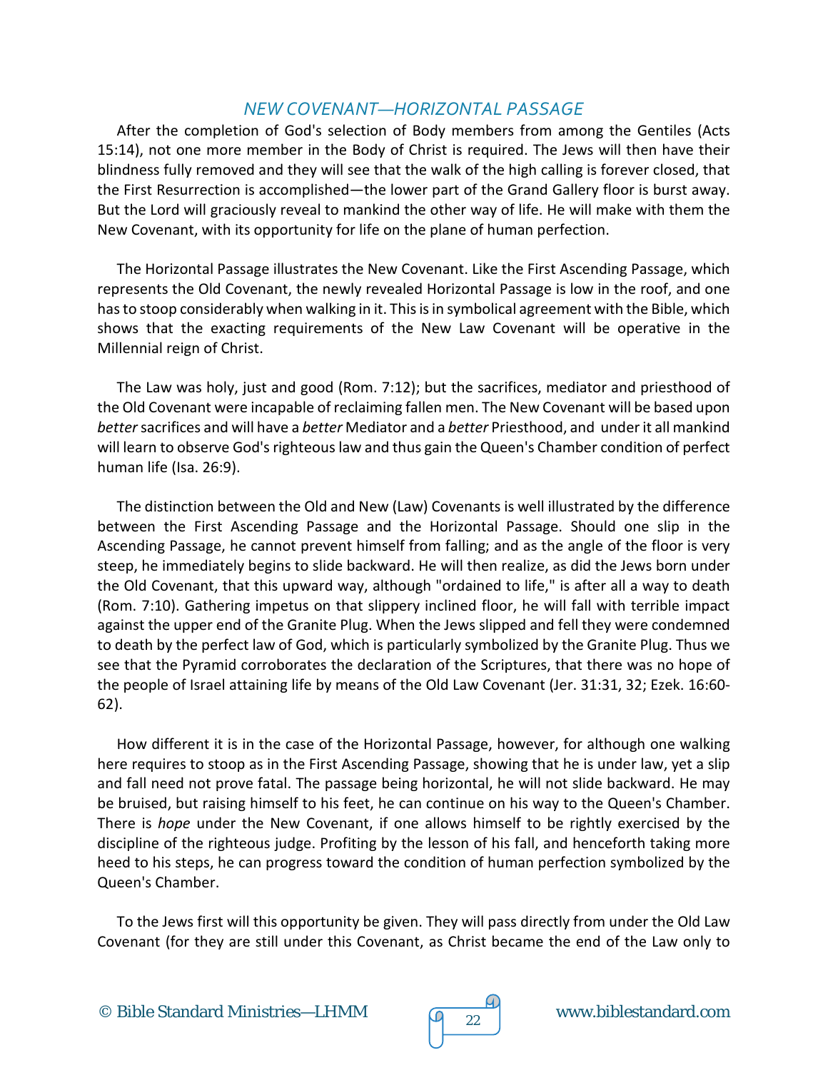## *NEW COVENANT—HORIZONTAL PASSAGE*

After the completion of God's selection of Body members from among the Gentiles (Acts 15:14), not one more member in the Body of Christ is required. The Jews will then have their blindness fully removed and they will see that the walk of the high calling is forever closed, that the First Resurrection is accomplished—the lower part of the Grand Gallery floor is burst away. But the Lord will graciously reveal to mankind the other way of life. He will make with them the New Covenant, with its opportunity for life on the plane of human perfection.

The Horizontal Passage illustrates the New Covenant. Like the First Ascending Passage, which represents the Old Covenant, the newly revealed Horizontal Passage is low in the roof, and one has to stoop considerably when walking in it. This is in symbolical agreement with the Bible, which shows that the exacting requirements of the New Law Covenant will be operative in the Millennial reign of Christ.

The Law was holy, just and good (Rom. 7:12); but the sacrifices, mediator and priesthood of the Old Covenant were incapable of reclaiming fallen men. The New Covenant will be based upon *better* sacrifices and will have a *better* Mediator and a *better* Priesthood, and under it all mankind will learn to observe God's righteous law and thus gain the Queen's Chamber condition of perfect human life (Isa. 26:9).

The distinction between the Old and New (Law) Covenants is well illustrated by the difference between the First Ascending Passage and the Horizontal Passage. Should one slip in the Ascending Passage, he cannot prevent himself from falling; and as the angle of the floor is very steep, he immediately begins to slide backward. He will then realize, as did the Jews born under the Old Covenant, that this upward way, although "ordained to life," is after all a way to death (Rom. 7:10). Gathering impetus on that slippery inclined floor, he will fall with terrible impact against the upper end of the Granite Plug. When the Jews slipped and fell they were condemned to death by the perfect law of God, which is particularly symbolized by the Granite Plug. Thus we see that the Pyramid corroborates the declaration of the Scriptures, that there was no hope of the people of Israel attaining life by means of the Old Law Covenant (Jer. 31:31, 32; Ezek. 16:60-62).

How different it is in the case of the Horizontal Passage, however, for although one walking here requires to stoop as in the First Ascending Passage, showing that he is under law, yet a slip and fall need not prove fatal. The passage being horizontal, he will not slide backward. He may be bruised, but raising himself to his feet, he can continue on his way to the Queen's Chamber. There is *hope* under the New Covenant, if one allows himself to be rightly exercised by the discipline of the righteous judge. Profiting by the lesson of his fall, and henceforth taking more heed to his steps, he can progress toward the condition of human perfection symbolized by the Queen's Chamber.

To the Jews first will this opportunity be given. They will pass directly from under the Old Law Covenant (for they are still under this Covenant, as Christ became the end of the Law only to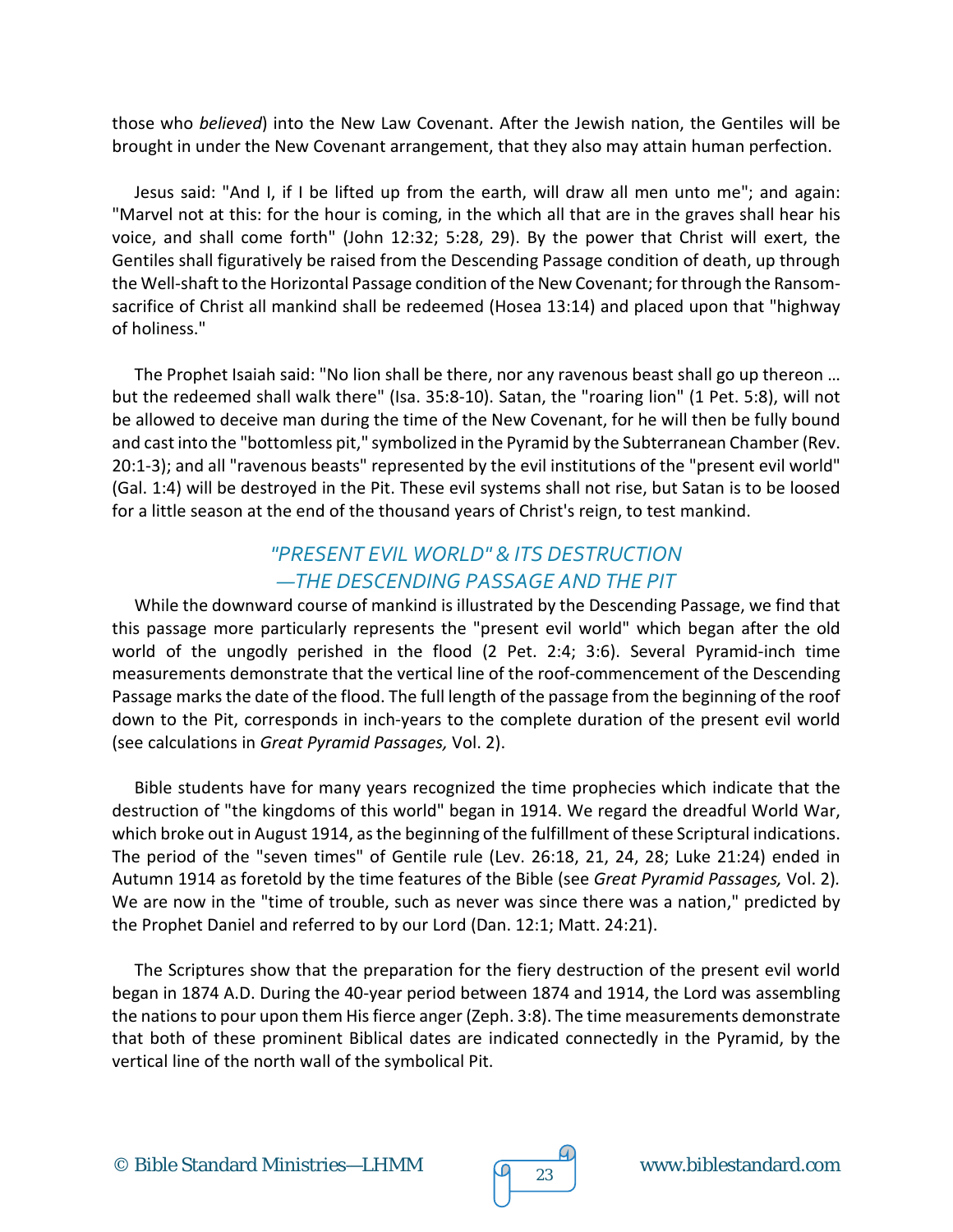those who *believed*) into the New Law Covenant. After the Jewish nation, the Gentiles will be brought in under the New Covenant arrangement, that they also may attain human perfection.

Jesus said: "And I, if I be lifted up from the earth, will draw all men unto me"; and again: "Marvel not at this: for the hour is coming, in the which all that are in the graves shall hear his voice, and shall come forth" (John 12:32; 5:28, 29). By the power that Christ will exert, the Gentiles shall figuratively be raised from the Descending Passage condition of death, up through the Well-shaft to the Horizontal Passage condition of the New Covenant; for through the Ransom-sacrifice of Christ all mankind shall be redeemed (Hosea 13:14) and placed upon that "highway of holiness."

The Prophet Isaiah said: "No lion shall be there, nor any ravenous beast shall go up thereon … but the redeemed shall walk there" (Isa. 35:8-10). Satan, the "roaring lion" (1 Pet. 5:8), will not be allowed to deceive man during the time of the New Covenant, for he will then be fully bound and cast into the "bottomless pit," symbolized in the Pyramid by the Subterranean Chamber (Rev. 20:1-3); and all "ravenous beasts" represented by the evil institutions of the "present evil world" (Gal. 1:4) will be destroyed in the Pit. These evil systems shall not rise, but Satan is to be loosed for a little season at the end of the thousand years of Christ's reign, to test mankind.

## *"PRESENT EVIL WORLD" & ITS DESTRUCTION —THE DESCENDING PASSAGE AND THE PIT*

While the downward course of mankind is illustrated by the Descending Passage, we find that this passage more particularly represents the "present evil world" which began after the old world of the ungodly perished in the flood (2 Pet. 2:4; 3:6). Several Pyramid-inch time measurements demonstrate that the vertical line of the roof-commencement of the Descending Passage marks the date of the flood. The full length of the passage from the beginning of the roof down to the Pit, corresponds in inch-years to the complete duration of the present evil world (see calculations in *Great Pyramid Passages,* Vol. 2).

Bible students have for many years recognized the time prophecies which indicate that the destruction of "the kingdoms of this world" began in 1914. We regard the dreadful World War, which broke out in August 1914, as the beginning of the fulfillment of these Scriptural indications. The period of the "seven times" of Gentile rule (Lev. 26:18, 21, 24, 28; Luke 21:24) ended in Autumn 1914 as foretold by the time features of the Bible (see *Great Pyramid Passages,* Vol. 2). We are now in the "time of trouble, such as never was since there was a nation," predicted by the Prophet Daniel and referred to by our Lord (Dan. 12:1; Matt. 24:21).

The Scriptures show that the preparation for the fiery destruction of the present evil world began in 1874 A.D. During the 40-year period between 1874 and 1914, the Lord was assembling the nations to pour upon them His fierce anger (Zeph. 3:8). The time measurements demonstrate that both of these prominent Biblical dates are indicated connectedly in the Pyramid, by the vertical line of the north wall of the symbolical Pit.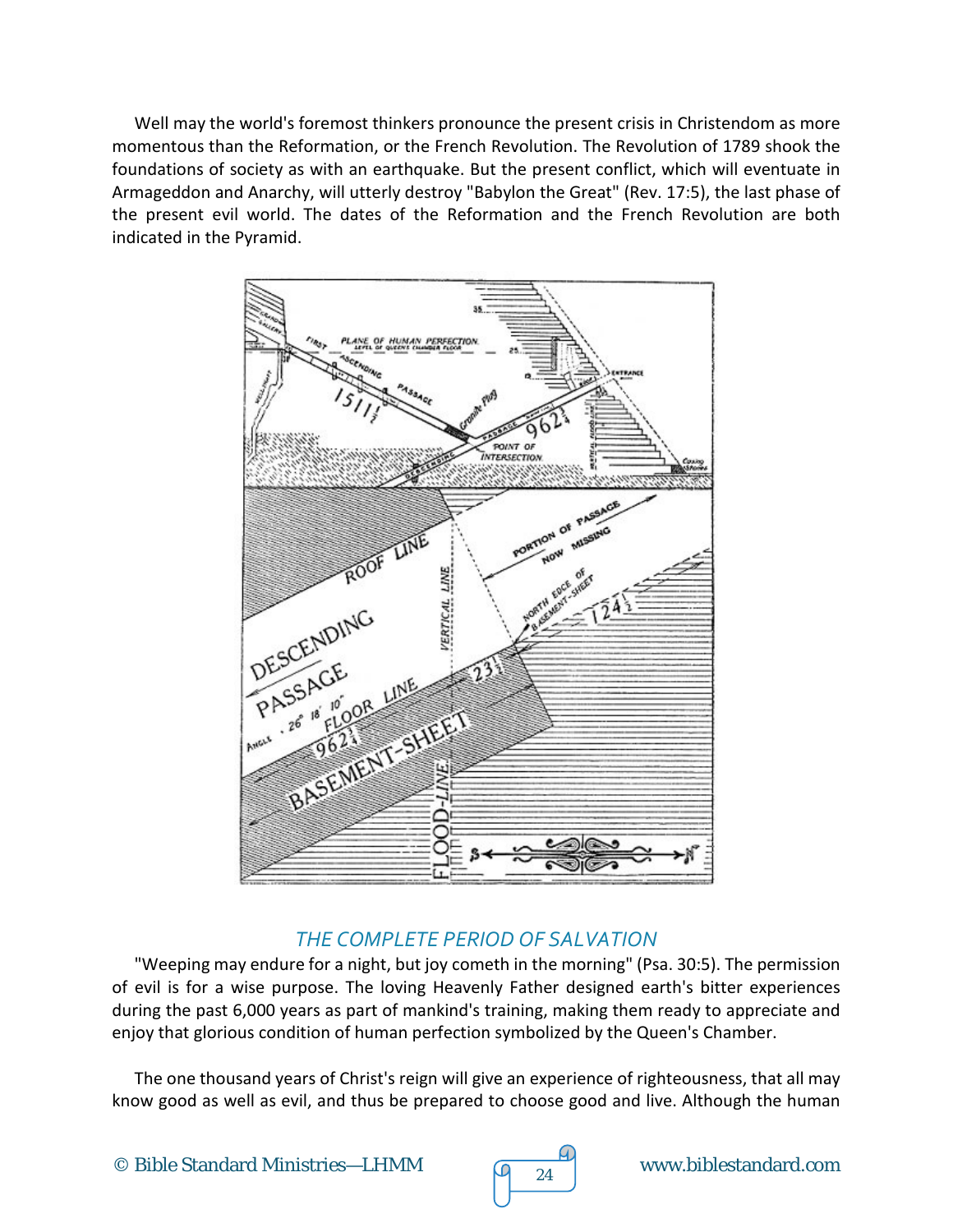Well may the world's foremost thinkers pronounce the present crisis in Christendom as more momentous than the Reformation, or the French Revolution. The Revolution of 1789 shook the foundations of society as with an earthquake. But the present conflict, which will eventuate in Armageddon and Anarchy, will utterly destroy "Babylon the Great" (Rev. 17:5), the last phase of the present evil world. The dates of the Reformation and the French Revolution are both indicated in the Pyramid.

### *THE COMPLETE PERIOD OF SALVATION*

"Weeping may endure for a night, but joy cometh in the morning" (Psa. 30:5). The permission of evil is for a wise purpose. The loving Heavenly Father designed earth's bitter experiences during the past 6,000 years as part of mankind's training, making them ready to appreciate and enjoy that glorious condition of human perfection symbolized by the Queen's Chamber.

The one thousand years of Christ's reign will give an experience of righteousness, that all may know good as well as evil, and thus be prepared to choose good and live. Although the human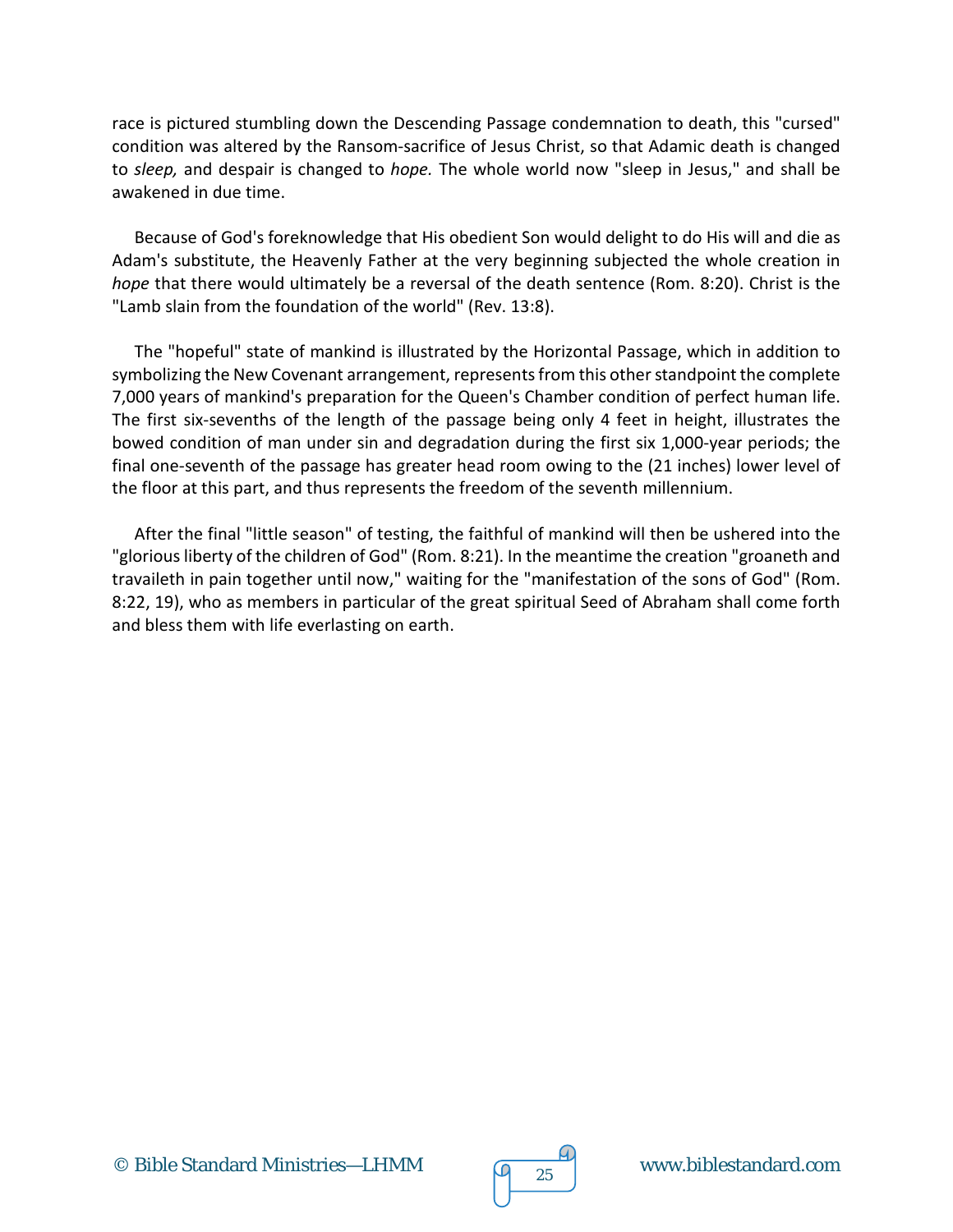race is pictured stumbling down the Descending Passage condemnation to death, this "cursed" condition was altered by the Ransom-sacrifice of Jesus Christ, so that Adamic death is changed to *sleep,* and despair is changed to *hope.* The whole world now "sleep in Jesus," and shall be awakened in due time.

Because of God's foreknowledge that His obedient Son would delight to do His will and die as Adam's substitute, the Heavenly Father at the very beginning subjected the whole creation in *hope* that there would ultimately be a reversal of the death sentence (Rom. 8:20). Christ is the "Lamb slain from the foundation of the world" (Rev. 13:8).

The "hopeful" state of mankind is illustrated by the Horizontal Passage, which in addition to symbolizing the New Covenant arrangement, represents from this other standpoint the complete 7,000 years of mankind's preparation for the Queen's Chamber condition of perfect human life. The first six-sevenths of the length of the passage being only 4 feet in height, illustrates the bowed condition of man under sin and degradation during the first six 1,000-year periods; the final one-seventh of the passage has greater head room owing to the (21 inches) lower level of the floor at this part, and thus represents the freedom of the seventh millennium.

After the final "little season" of testing, the faithful of mankind will then be ushered into the "glorious liberty of the children of God" (Rom. 8:21). In the meantime the creation "groaneth and travaileth in pain together until now," waiting for the "manifestation of the sons of God" (Rom. 8:22, 19), who as members in particular of the great spiritual Seed of Abraham shall come forth and bless them with life everlasting on earth.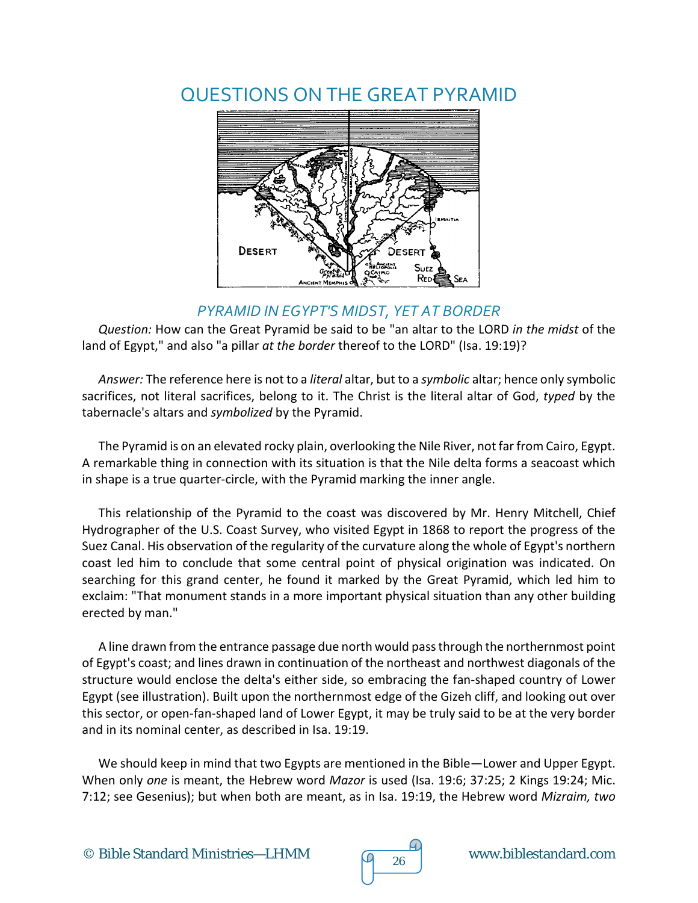# QUESTIONS ON THE GREAT PYRAMID

## *PYRAMID IN EGYPT'S MIDST, YET AT BORDER*

*Question:* How can the Great Pyramid be said to be "an altar to the LORD *in the midst* of the land of Egypt," and also "a pillar *at the border* thereof to the LORD" (Isa. 19:19)?

*Answer:* The reference here is not to a *literal* altar, but to a *symbolic* altar; hence only symbolic sacrifices, not literal sacrifices, belong to it. The Christ is the literal altar of God, *typed* by the tabernacle's altars and *symbolized* by the Pyramid.

The Pyramid is on an elevated rocky plain, overlooking the Nile River, not far from Cairo, Egypt. A remarkable thing in connection with its situation is that the Nile delta forms a seacoast which in shape is a true quarter-circle, with the Pyramid marking the inner angle.

This relationship of the Pyramid to the coast was discovered by Mr. Henry Mitchell, Chief Hydrographer of the U.S. Coast Survey, who visited Egypt in 1868 to report the progress of the Suez Canal. His observation of the regularity of the curvature along the whole of Egypt's northern coast led him to conclude that some central point of physical origination was indicated. On searching for this grand center, he found it marked by the Great Pyramid, which led him to exclaim: "That monument stands in a more important physical situation than any other building erected by man."

A line drawn from the entrance passage due north would pass through the northernmost point of Egypt's coast; and lines drawn in continuation of the northeast and northwest diagonals of the structure would enclose the delta's either side, so embracing the fan-shaped country of Lower Egypt (see illustration). Built upon the northernmost edge of the Gizeh cliff, and looking out over this sector, or open-fan-shaped land of Lower Egypt, it may be truly said to be at the very border and in its nominal center, as described in Isa. 19:19.

We should keep in mind that two Egypts are mentioned in the Bible—Lower and Upper Egypt. When only *one* is meant, the Hebrew word *Mazor* is used (Isa. 19:6; 37:25; 2 Kings 19:24; Mic. 7:12; see Gesenius); but when both are meant, as in Isa. 19:19, the Hebrew word *Mizraim, two*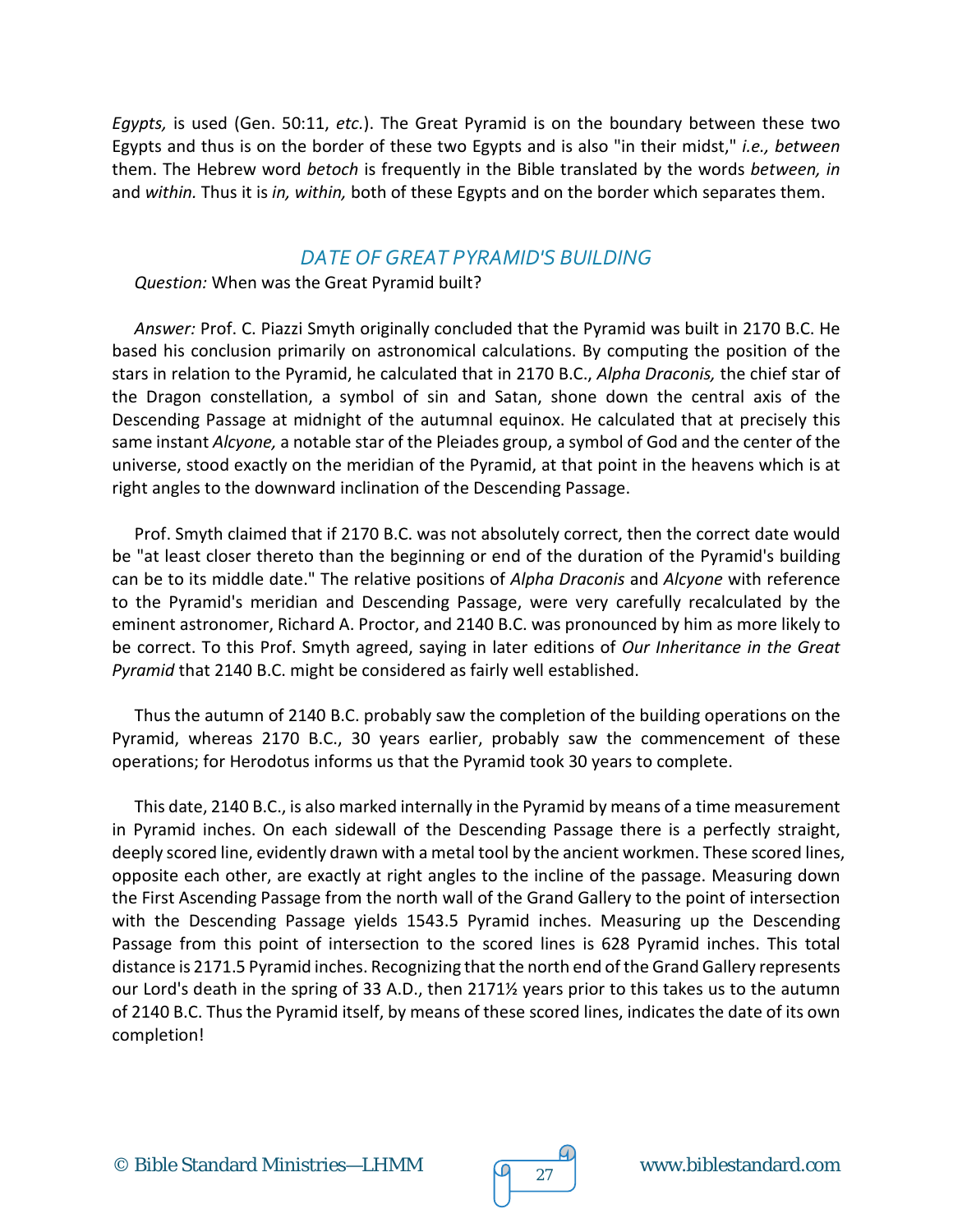*Egypts,* is used (Gen. 50:11, *etc.*). The Great Pyramid is on the boundary between these two Egypts and thus is on the border of these two Egypts and is also "in their midst," *i.e., between* them. The Hebrew word *betoch* is frequently in the Bible translated by the words *between, in* and *within.* Thus it is *in, within,* both of these Egypts and on the border which separates them.

## *DATE OF GREAT PYRAMID'S BUILDING*

*Question:* When was the Great Pyramid built?

*Answer:* Prof. C. Piazzi Smyth originally concluded that the Pyramid was built in 2170 B.C. He based his conclusion primarily on astronomical calculations. By computing the position of the stars in relation to the Pyramid, he calculated that in 2170 B.C., *Alpha Draconis,* the chief star of the Dragon constellation, a symbol of sin and Satan, shone down the central axis of the Descending Passage at midnight of the autumnal equinox. He calculated that at precisely this same instant *Alcyone,* a notable star of the Pleiades group, a symbol of God and the center of the universe, stood exactly on the meridian of the Pyramid, at that point in the heavens which is at right angles to the downward inclination of the Descending Passage.

Prof. Smyth claimed that if 2170 B.C. was not absolutely correct, then the correct date would be "at least closer thereto than the beginning or end of the duration of the Pyramid's building can be to its middle date." The relative positions of *Alpha Draconis* and *Alcyone* with reference to the Pyramid's meridian and Descending Passage, were very carefully recalculated by the eminent astronomer, Richard A. Proctor, and 2140 B.C. was pronounced by him as more likely to be correct. To this Prof. Smyth agreed, saying in later editions of *Our Inheritance in the Great Pyramid* that 2140 B.C. might be considered as fairly well established.

Thus the autumn of 2140 B.C. probably saw the completion of the building operations on the Pyramid, whereas 2170 B.C., 30 years earlier, probably saw the commencement of these operations; for Herodotus informs us that the Pyramid took 30 years to complete.

This date, 2140 B.C., is also marked internally in the Pyramid by means of a time measurement in Pyramid inches. On each sidewall of the Descending Passage there is a perfectly straight, deeply scored line, evidently drawn with a metal tool by the ancient workmen. These scored lines, opposite each other, are exactly at right angles to the incline of the passage. Measuring down the First Ascending Passage from the north wall of the Grand Gallery to the point of intersection with the Descending Passage yields 1543.5 Pyramid inches. Measuring up the Descending Passage from this point of intersection to the scored lines is 628 Pyramid inches. This total distance is 2171.5 Pyramid inches. Recognizing that the north end of the Grand Gallery represents our Lord's death in the spring of 33 A.D., then 2171½ years prior to this takes us to the autumn of 2140 B.C. Thus the Pyramid itself, by means of these scored lines, indicates the date of its own completion!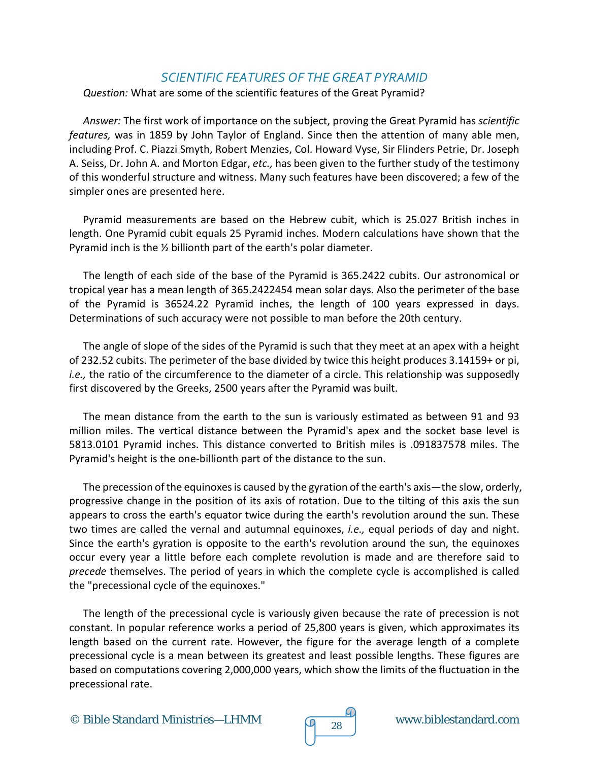## *SCIENTIFIC FEATURES OF THE GREAT PYRAMID*

*Question:* What are some of the scientific features of the Great Pyramid?

*Answer:* The first work of importance on the subject, proving the Great Pyramid has *scientific features,* was in 1859 by John Taylor of England. Since then the attention of many able men, including Prof. C. Piazzi Smyth, Robert Menzies, Col. Howard Vyse, Sir Flinders Petrie, Dr. Joseph A. Seiss, Dr. John A. and Morton Edgar, *etc.,* has been given to the further study of the testimony of this wonderful structure and witness. Many such features have been discovered; a few of the simpler ones are presented here.

Pyramid measurements are based on the Hebrew cubit, which is 25.027 British inches in length. One Pyramid cubit equals 25 Pyramid inches. Modern calculations have shown that the Pyramid inch is the ½ billionth part of the earth's polar diameter.

The length of each side of the base of the Pyramid is 365.2422 cubits. Our astronomical or tropical year has a mean length of 365.2422454 mean solar days. Also the perimeter of the base of the Pyramid is 36524.22 Pyramid inches, the length of 100 years expressed in days. Determinations of such accuracy were not possible to man before the 20th century.

The angle of slope of the sides of the Pyramid is such that they meet at an apex with a height of 232.52 cubits. The perimeter of the base divided by twice this height produces 3.14159+ or pi, *i.e.,* the ratio of the circumference to the diameter of a circle. This relationship was supposedly first discovered by the Greeks, 2500 years after the Pyramid was built.

The mean distance from the earth to the sun is variously estimated as between 91 and 93 million miles. The vertical distance between the Pyramid's apex and the socket base level is 5813.0101 Pyramid inches. This distance converted to British miles is .091837578 miles. The Pyramid's height is the one-billionth part of the distance to the sun.

The precession of the equinoxes is caused by the gyration of the earth's axis—the slow, orderly, progressive change in the position of its axis of rotation. Due to the tilting of this axis the sun appears to cross the earth's equator twice during the earth's revolution around the sun. These two times are called the vernal and autumnal equinoxes, *i.e.,* equal periods of day and night. Since the earth's gyration is opposite to the earth's revolution around the sun, the equinoxes occur every year a little before each complete revolution is made and are therefore said to *precede* themselves. The period of years in which the complete cycle is accomplished is called the "precessional cycle of the equinoxes."

The length of the precessional cycle is variously given because the rate of precession is not constant. In popular reference works a period of 25,800 years is given, which approximates its length based on the current rate. However, the figure for the average length of a complete precessional cycle is a mean between its greatest and least possible lengths. These figures are based on computations covering 2,000,000 years, which show the limits of the fluctuation in the precessional rate.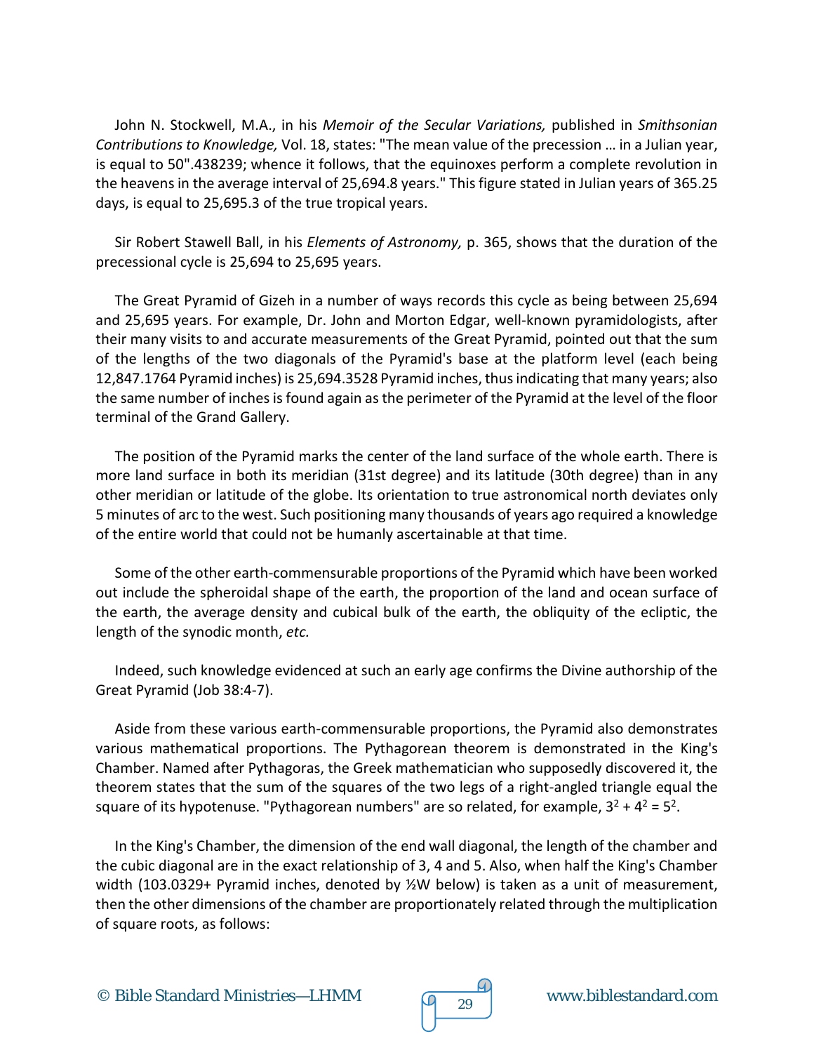John N. Stockwell, M.A., in his *Memoir of the Secular Variations,* published in *Smithsonian Contributions to Knowledge,* Vol. 18, states: "The mean value of the precession … in a Julian year, is equal to 50".438239; whence it follows, that the equinoxes perform a complete revolution in the heavens in the average interval of 25,694.8 years." This figure stated in Julian years of 365.25 days, is equal to 25,695.3 of the true tropical years.

Sir Robert Stawell Ball, in his *Elements of Astronomy,* p. 365, shows that the duration of the precessional cycle is 25,694 to 25,695 years.

The Great Pyramid of Gizeh in a number of ways records this cycle as being between 25,694 and 25,695 years. For example, Dr. John and Morton Edgar, well-known pyramidologists, after their many visits to and accurate measurements of the Great Pyramid, pointed out that the sum of the lengths of the two diagonals of the Pyramid's base at the platform level (each being 12,847.1764 Pyramid inches) is 25,694.3528 Pyramid inches, thus indicating that many years; also the same number of inches is found again as the perimeter of the Pyramid at the level of the floor terminal of the Grand Gallery.

The position of the Pyramid marks the center of the land surface of the whole earth. There is more land surface in both its meridian (31st degree) and its latitude (30th degree) than in any other meridian or latitude of the globe. Its orientation to true astronomical north deviates only 5 minutes of arc to the west. Such positioning many thousands of years ago required a knowledge of the entire world that could not be humanly ascertainable at that time.

Some of the other earth-commensurable proportions of the Pyramid which have been worked out include the spheroidal shape of the earth, the proportion of the land and ocean surface of the earth, the average density and cubical bulk of the earth, the obliquity of the ecliptic, the length of the synodic month, *etc.*

Indeed, such knowledge evidenced at such an early age confirms the Divine authorship of the Great Pyramid (Job 38:4-7).

Aside from these various earth-commensurable proportions, the Pyramid also demonstrates various mathematical proportions. The Pythagorean theorem is demonstrated in the King's Chamber. Named after Pythagoras, the Greek mathematician who supposedly discovered it, the theorem states that the sum of the squares of the two legs of a right-angled triangle equal the square of its hypotenuse. "Pythagorean numbers" are so related, for example, $3^2 + 4^2 = 5^2$.

In the King's Chamber, the dimension of the end wall diagonal, the length of the chamber and the cubic diagonal are in the exact relationship of 3, 4 and 5. Also, when half the King's Chamber width (103.0329+ Pyramid inches, denoted by ½W below) is taken as a unit of measurement, then the other dimensions of the chamber are proportionately related through the multiplication of square roots, as follows: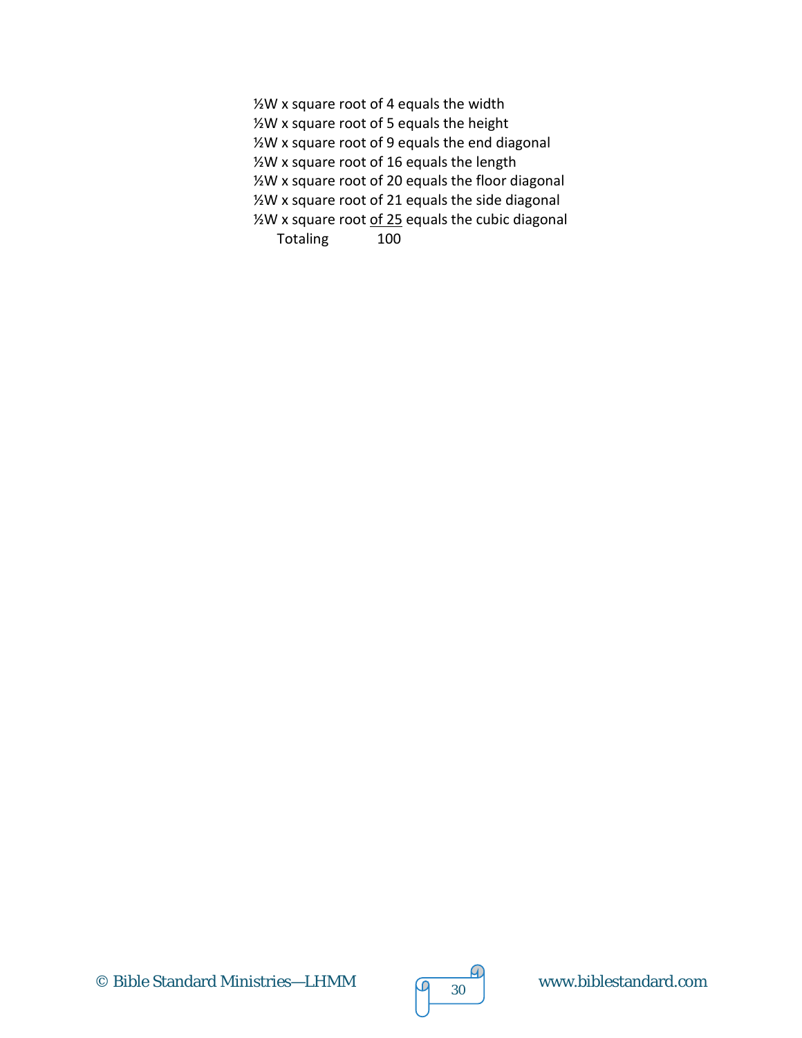½W x square root of 4 equals the width  
½W x square root of 5 equals the height  
½W x square root of 9 equals the end diagonal  
½W x square root of 16 equals the length  
½W x square root of 20 equals the floor diagonal  
½W x square root of 21 equals the side diagonal  
½W x square root <u>of 25</u> equals the cubic diagonal  
Totaling 100